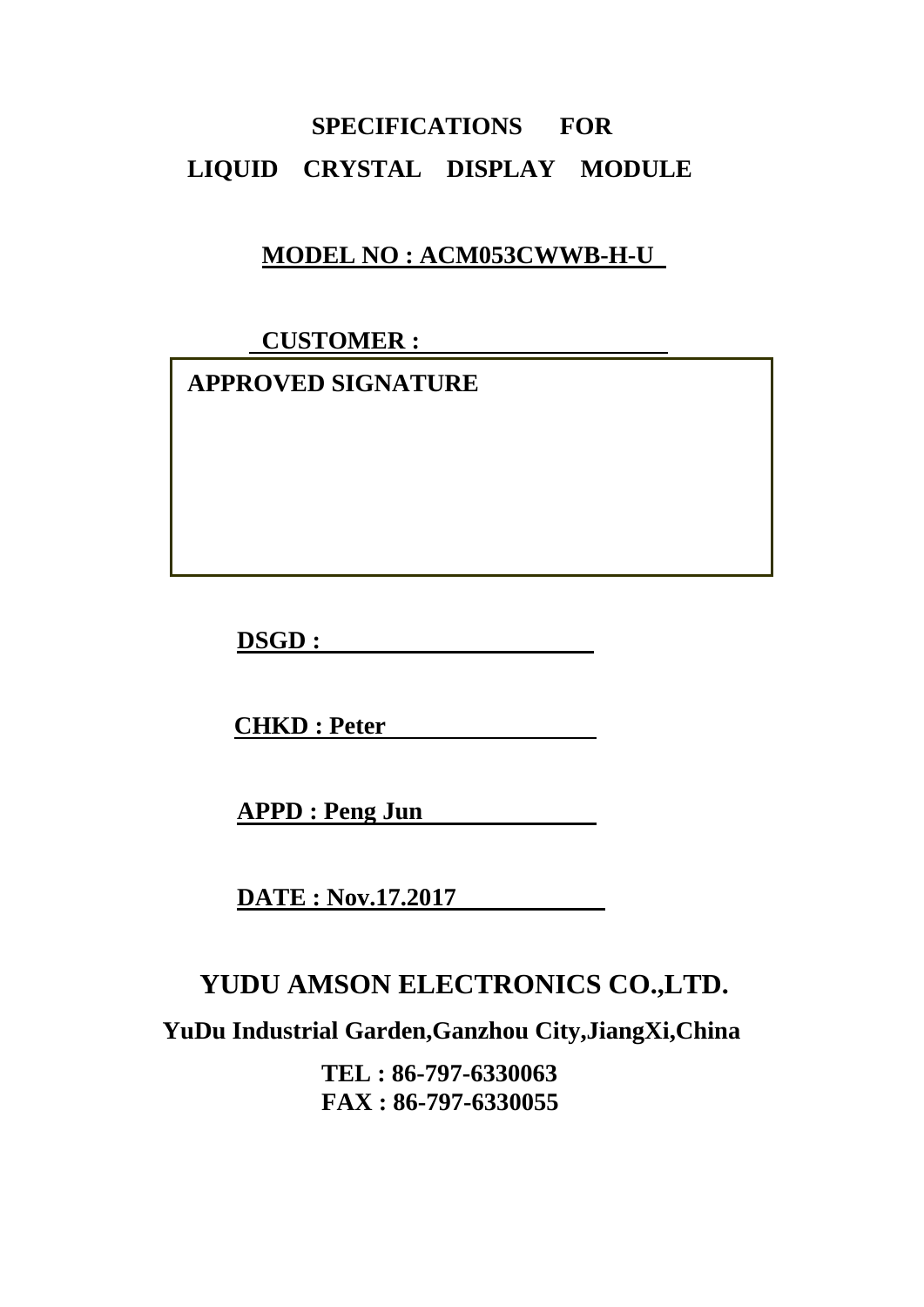# SPECIFICATIONS FOR

# LIQUID CRYSTAL DISPLAY MODULE

**MODEL NO : ACM053CWWB-H-U**

**CUSTOMER :**

| APPROVED SIGNATURE |
| --- |
| |

**DSGD :**

**CHKD : Peter**

**APPD : Peng Jun**

**DATE : Nov.17.2017**

## YUDU AMSON ELECTRONICS CO.,LTD.

**YuDu Industrial Garden,Ganzhou City,JiangXi,China**

**TEL : 86-797-6330063**
**FAX : 86-797-6330055**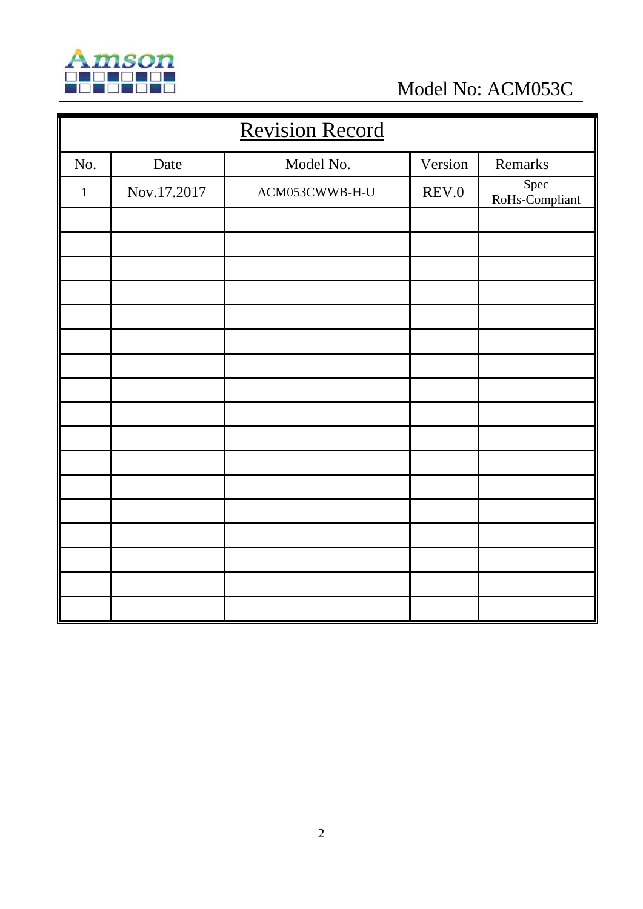# Revision Record

| No. | Date | Model No. | Version | Remarks |
|---|---|---|---|---|
| 1 | Nov.17.2017 | ACM053CWWB-H-U | REV.0 | Spec RoHs-Compliant |
| | | | | |
| | | | | |
| | | | | |
| | | | | |
| | | | | |
| | | | | |
| | | | | |
| | | | | |
| | | | | |
| | | | | |
| | | | | |
| | | | | |
| | | | | |
| | | | | |
| | | | | |
| | | | | |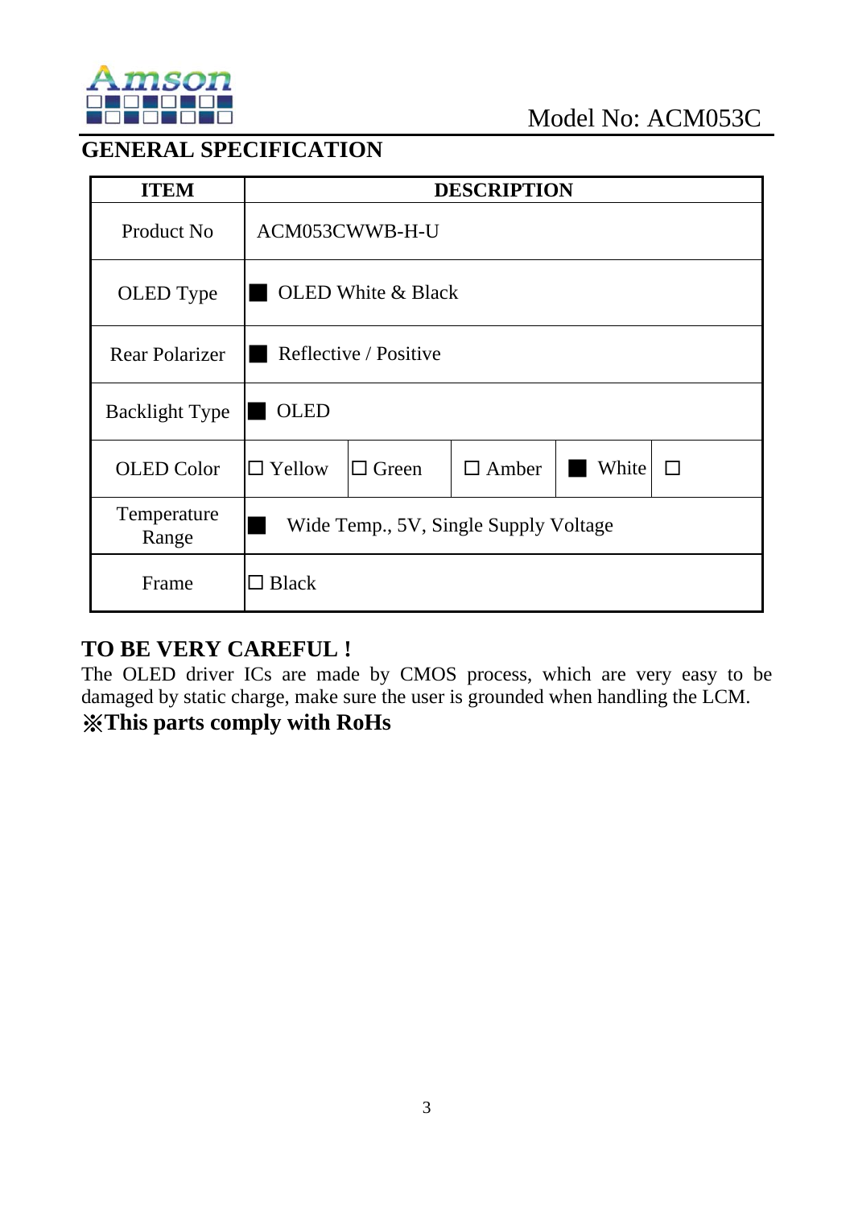Model No: ACM053C

## GENERAL SPECIFICATION

| ITEM | DESCRIPTION | | | | |
|---|---|---|---|---|---|
| Product No | ACM053CWWB-H-U | | | | |
| OLED Type | ■ OLED White & Black | | | | |
| Rear Polarizer | ■ Reflective / Positive | | | | |
| Backlight Type | ■ OLED | | | | |
| OLED Color | ☐ Yellow | ☐ Green | ☐ Amber | ■ White | ☐ |
| Temperature Range | ■ Wide Temp., 5V, Single Supply Voltage | | | | |
| Frame | ☐ Black | | | | |

## TO BE VERY CAREFUL !

The OLED driver ICs are made by CMOS process, which are very easy to be damaged by static charge, make sure the user is grounded when handling the LCM.

**※This parts comply with RoHs**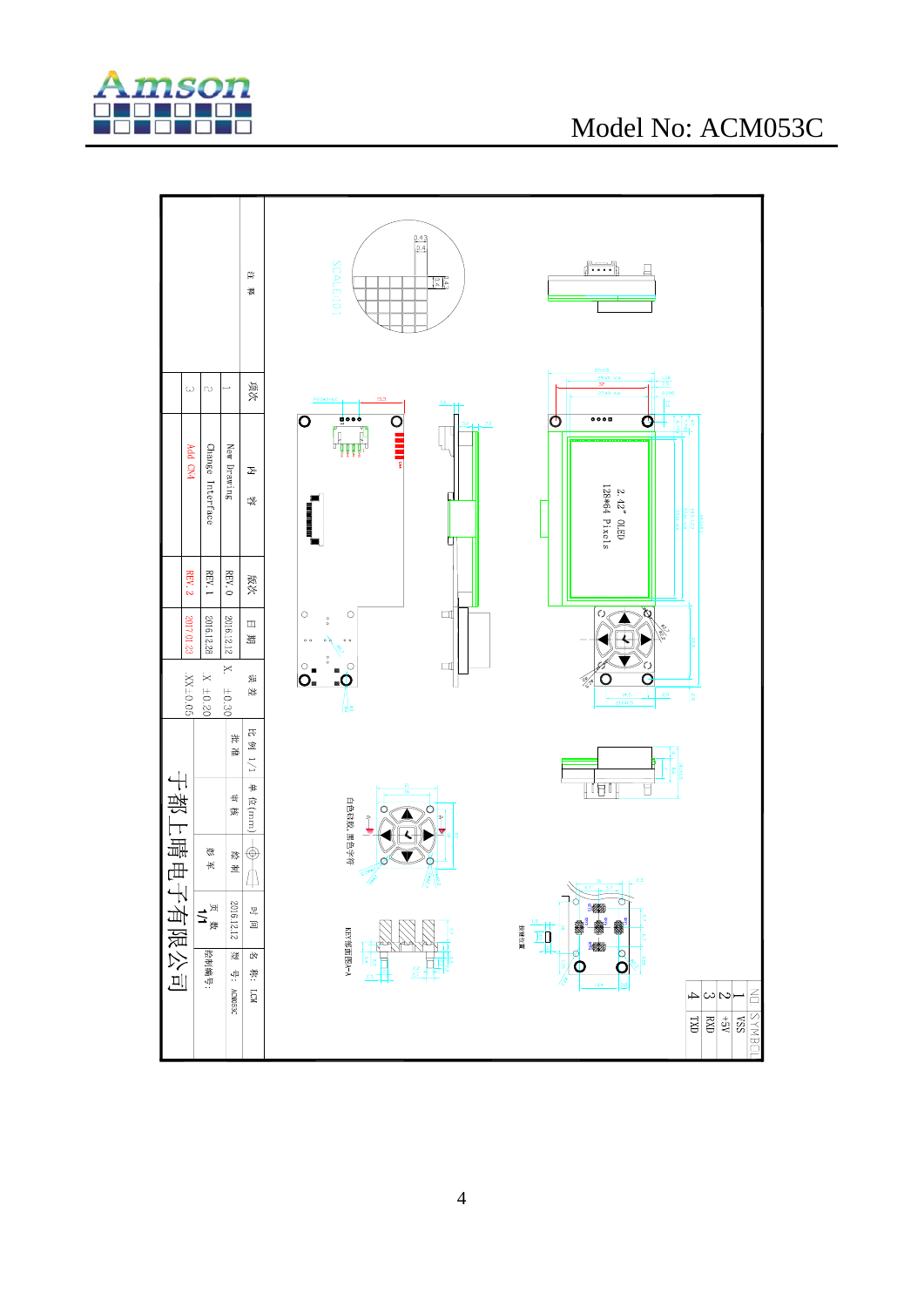Model No: ACM053C

| 项次 | 内 容 | 版次 | 日 期 | 误 差 |
|---|---|---|---|---|
| 1 | New Drawing | REV.0 | 2016.12.12 | X. ±0.30 |
| 2 | Change Interface | REV.1 | 2016.12.28 | .X ±0.20 |
| 3 | Add CN4 | REV.2 | 2017.01.22 | .XX±0.05 |

比 例 1/1 | 单 位(mm) | 时 间 2016.12.12 | 名 称: LCM

批 准 | 审 核 | 绘 制 | 型 号: ACM053C

页 数 1/1 | 绘制编号:

于都上晴电子有限公司

2.42" OLED
128*64 Pixels

SCALE10:1

白色硅胶,黑色字符

KEY剖面图A-A

| NO | SYMBOL |
|---|---|
| 1 | VSS |
| 2 | +5V |
| 3 | RXD |
| 4 | TXD |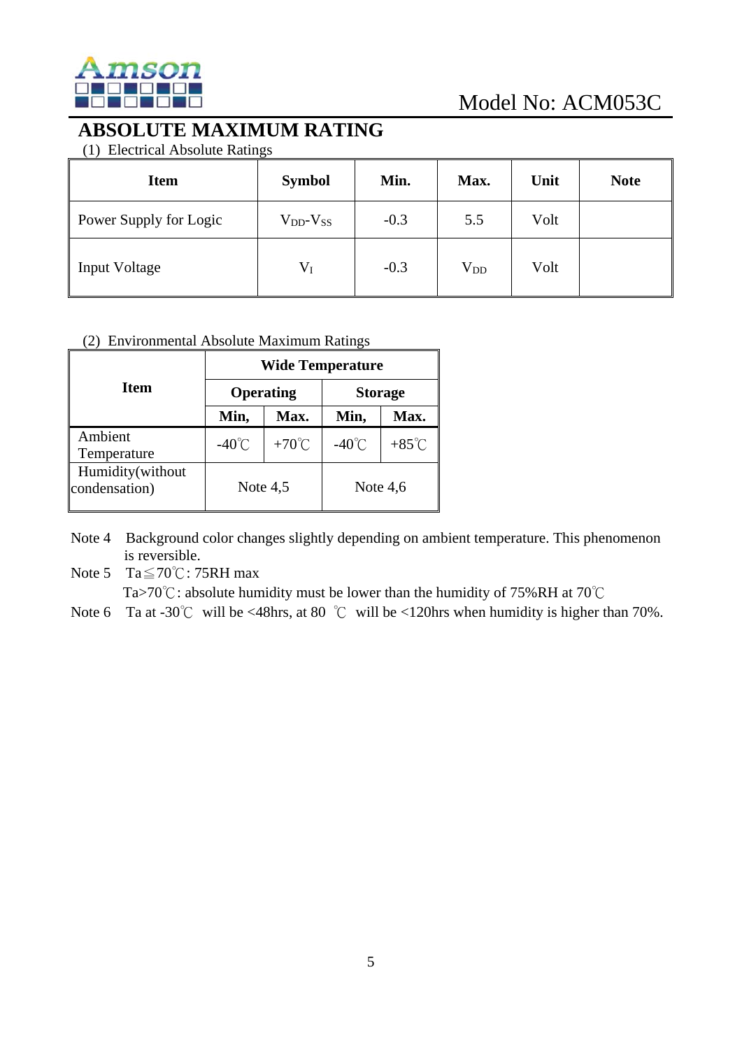Model No: ACM053C

# ABSOLUTE MAXIMUM RATING

(1) Electrical Absolute Ratings

| Item | Symbol | Min. | Max. | Unit | Note |
|---|---|---|---|---|---|
| Power Supply for Logic | $V_{DD}$-$V_{SS}$ | -0.3 | 5.5 | Volt | |
| Input Voltage | $V_I$ | -0.3 | $V_{DD}$ | Volt | |

(2) Environmental Absolute Maximum Ratings

| Item | Wide Temperature | | | |
|---|---|---|---|---|
| | Operating | | Storage | |
| | Min, | Max. | Min, | Max. |
| Ambient Temperature | -40℃ | +70℃ | -40℃ | +85℃ |
| Humidity(without condensation) | Note 4,5 | | Note 4,6 | |

Note 4 Background color changes slightly depending on ambient temperature. This phenomenon is reversible.

Note 5 Ta≦70℃: 75RH max

Ta>70℃: absolute humidity must be lower than the humidity of 75%RH at 70℃

Note 6 Ta at -30℃ will be <48hrs, at 80 ℃ will be <120hrs when humidity is higher than 70%.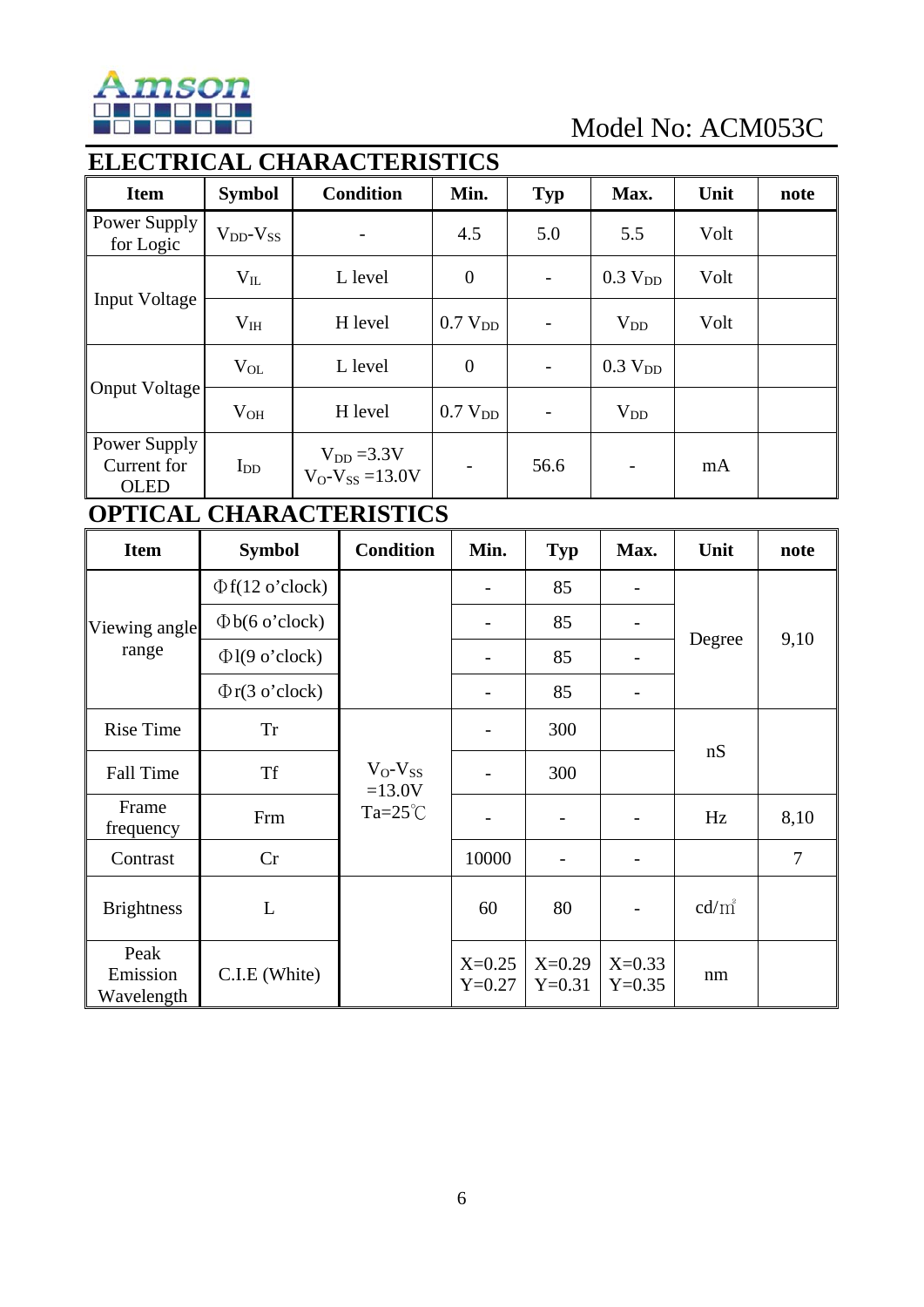Model No: ACM053C

## ELECTRICAL CHARACTERISTICS

| Item | Symbol | Condition | Min. | Typ | Max. | Unit | note |
|---|---|---|---|---|---|---|---|
| Power Supply for Logic | $V_{DD}$-$V_{SS}$ | - | 4.5 | 5.0 | 5.5 | Volt | |
| Input Voltage | $V_{IL}$ | L level | 0 | - | 0.3 $V_{DD}$ | Volt | |
| | $V_{IH}$ | H level | 0.7 $V_{DD}$ | - | $V_{DD}$ | Volt | |
| Onput Voltage | $V_{OL}$ | L level | 0 | - | 0.3 $V_{DD}$ | | |
| | $V_{OH}$ | H level | 0.7 $V_{DD}$ | - | $V_{DD}$ | | |
| Power Supply Current for OLED | $I_{DD}$ | $V_{DD}$ =3.3V $V_O$-$V_{SS}$ =13.0V | - | 56.6 | - | mA | |

## OPTICAL CHARACTERISTICS

| Item | Symbol | Condition | Min. | Typ | Max. | Unit | note |
|---|---|---|---|---|---|---|---|
| Viewing angle range | Φf(12 o'clock) | | - | 85 | - | Degree | 9,10 |
| | Φb(6 o'clock) | | - | 85 | - | | |
| | Φl(9 o'clock) | | - | 85 | - | | |
| | Φr(3 o'clock) | | - | 85 | - | | |
| Rise Time | Tr | $V_O$-$V_{SS}$ =13.0V Ta=25℃ | - | 300 | | nS | |
| Fall Time | Tf | | - | 300 | | | |
| Frame frequency | Frm | | - | - | - | Hz | 8,10 |
| Contrast | Cr | | 10000 | - | - | | 7 |
| Brightness | L | | 60 | 80 | - | cd/㎡ | |
| Peak Emission Wavelength | C.I.E (White) | | X=0.25 Y=0.27 | X=0.29 Y=0.31 | X=0.33 Y=0.35 | nm | |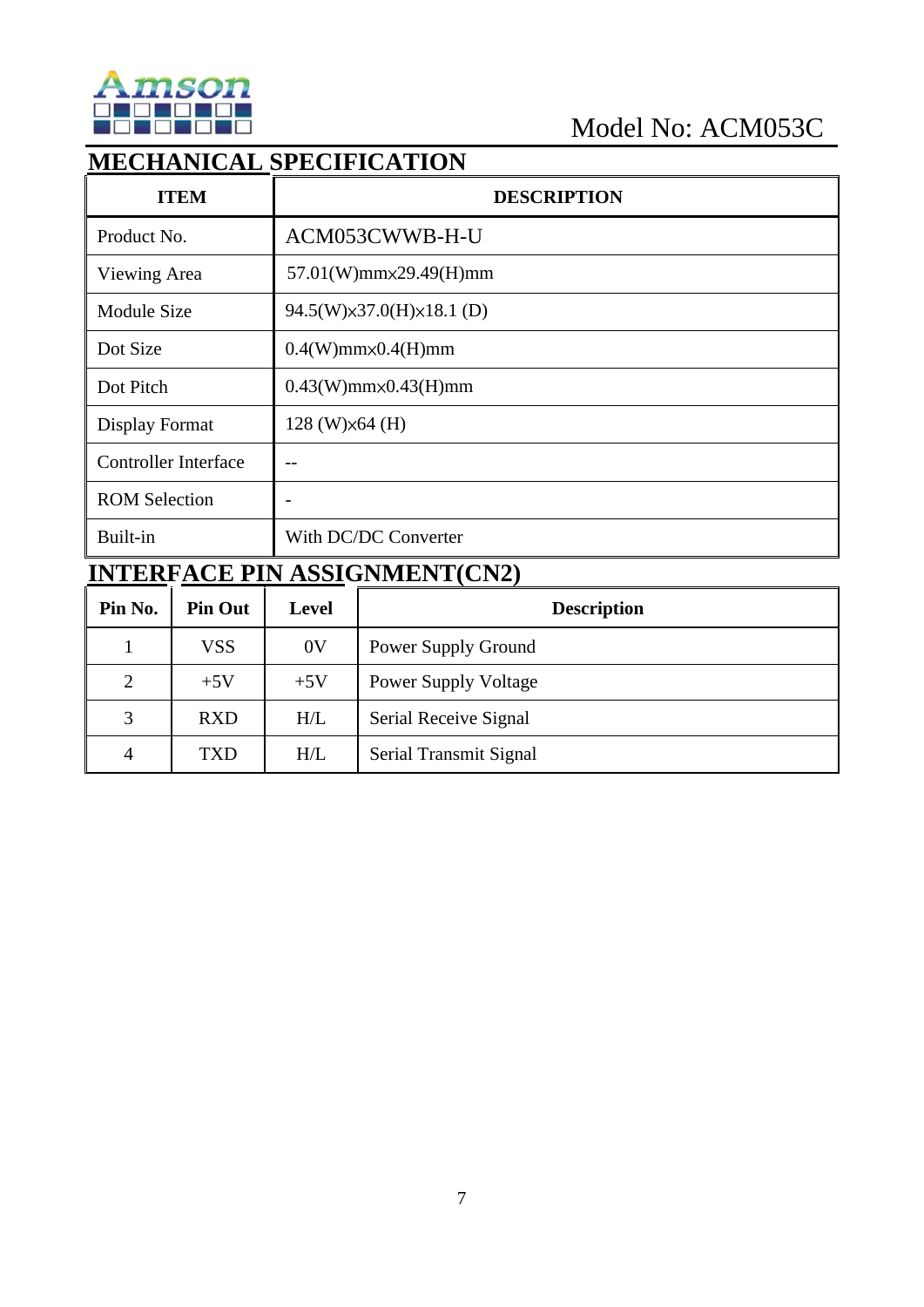Model No: ACM053C

## MECHANICAL SPECIFICATION

| ITEM | DESCRIPTION |
|---|---|
| Product No. | ACM053CWWB-H-U |
| Viewing Area | 57.01(W)mm×29.49(H)mm |
| Module Size | 94.5(W)×37.0(H)×18.1 (D) |
| Dot Size | 0.4(W)mm×0.4(H)mm |
| Dot Pitch | 0.43(W)mm×0.43(H)mm |
| Display Format | 128 (W)×64 (H) |
| Controller Interface | -- |
| ROM Selection | - |
| Built-in | With DC/DC Converter |

## INTERFACE PIN ASSIGNMENT(CN2)

| Pin No. | Pin Out | Level | Description |
|---|---|---|---|
| 1 | VSS | 0V | Power Supply Ground |
| 2 | +5V | +5V | Power Supply Voltage |
| 3 | RXD | H/L | Serial Receive Signal |
| 4 | TXD | H/L | Serial Transmit Signal |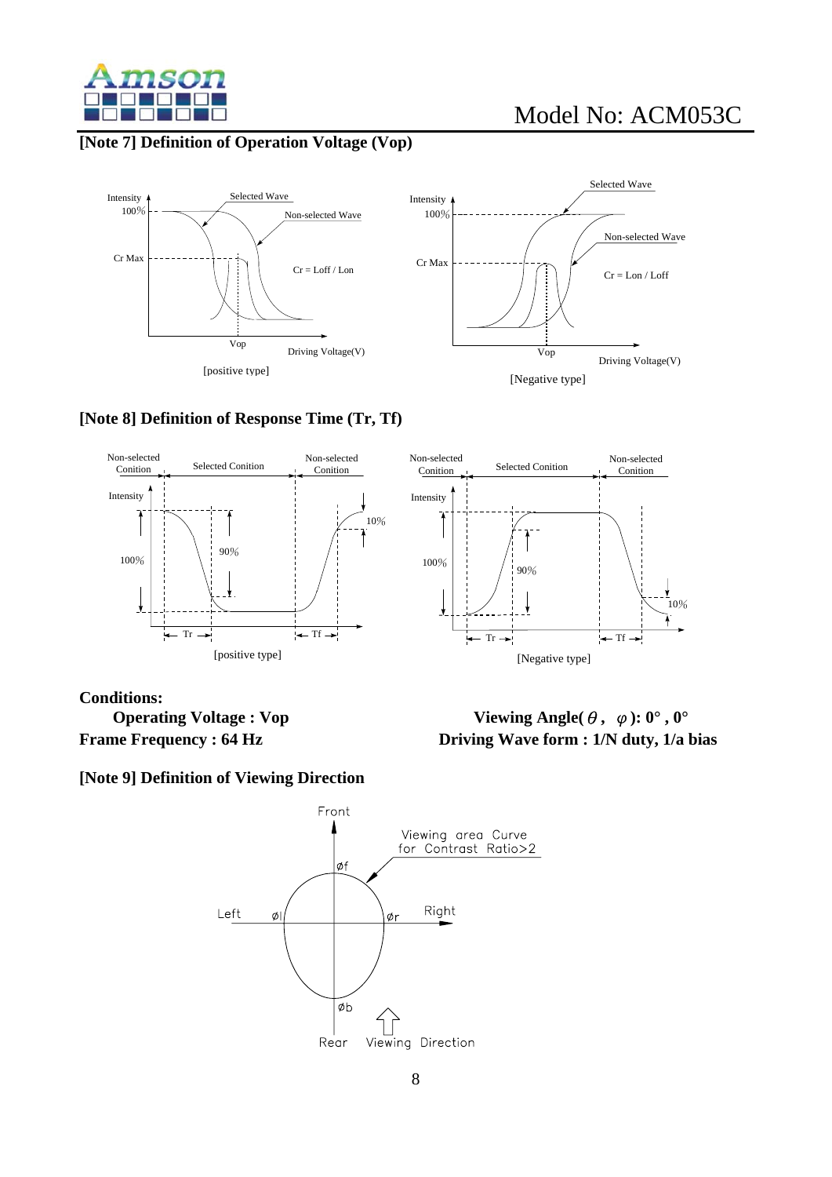**[Note 7] Definition of Operation Voltage (Vop)**

Intensity, 100%, Cr Max, Selected Wave, Non-selected Wave, Cr = Loff / Lon, Vop, Driving Voltage(V)

[positive type]

Intensity, 100%, Cr Max, Selected Wave, Non-selected Wave, Cr = Lon / Loff, Vop, Driving Voltage(V)

[Negative type]

**[Note 8] Definition of Response Time (Tr, Tf)**

Non-selected Conition, Selected Conition, Non-selected Conition, Intensity, 100%, 90%, 10%, Tr, Tf

[positive type]

Non-selected Conition, Selected Conition, Non-selected Conition, Intensity, 100%, 90%, 10%, Tr, Tf

[Negative type]

**Conditions:**

**Operating Voltage : Vop**

**Viewing Angle($\theta$ , $\varphi$): 0° , 0°**

**Frame Frequency : 64 Hz**

**Driving Wave form : 1/N duty, 1/a bias**

**[Note 9] Definition of Viewing Direction**

Front, Viewing area Curve for Contrast Ratio>2, øf, Left, øl, ør, Right, øb, Rear, Viewing Direction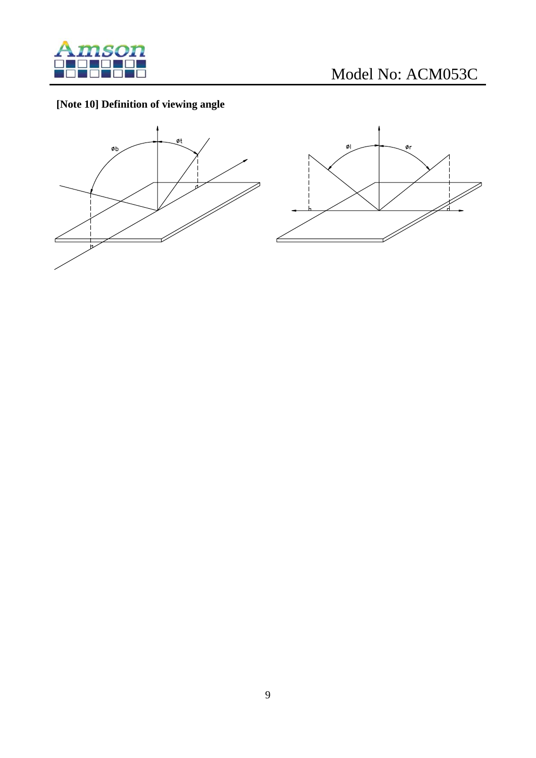**[Note 10] Definition of viewing angle**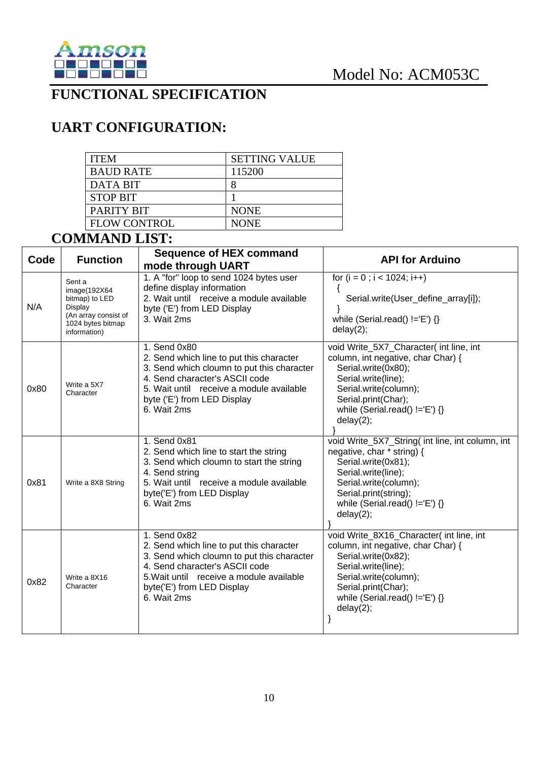Model No: ACM053C

# FUNCTIONAL SPECIFICATION

## UART CONFIGURATION:

| ITEM | SETTING VALUE |
|---|---|
| BAUD RATE | 115200 |
| DATA BIT | 8 |
| STOP BIT | 1 |
| PARITY BIT | NONE |
| FLOW CONTROL | NONE |

## COMMAND LIST:

| Code | Function | Sequence of HEX command mode through UART | API for Arduino |
|---|---|---|---|
| N/A | Sent a image(192X64 bitmap) to LED Display (An array consist of 1024 bytes bitmap information) | 1. A "for" loop to send 1024 bytes user define display information<br>2. Wait until receive a module available byte ('E') from LED Display<br>3. Wait 2ms | for (i = 0 ; i < 1024; i++)<br>{<br>Serial.write(User_define_array[i]);<br>}<br>while (Serial.read() !='E') {}<br>delay(2); |
| 0x80 | Write a 5X7 Character | 1. Send 0x80<br>2. Send which line to put this character<br>3. Send which cloumn to put this character<br>4. Send character's ASCII code<br>5. Wait until receive a module available byte ('E') from LED Display<br>6. Wait 2ms | void Write_5X7_Character( int line, int column, int negative, char Char) {<br>Serial.write(0x80);<br>Serial.write(line);<br>Serial.write(column);<br>Serial.print(Char);<br>while (Serial.read() !='E') {}<br>delay(2);<br>} |
| 0x81 | Write a 8X8 String | 1. Send 0x81<br>2. Send which line to start the string<br>3. Send which cloumn to start the string<br>4. Send string<br>5. Wait until receive a module available byte('E') from LED Display<br>6. Wait 2ms | void Write_5X7_String( int line, int column, int negative, char * string) {<br>Serial.write(0x81);<br>Serial.write(line);<br>Serial.write(column);<br>Serial.print(string);<br>while (Serial.read() !='E') {}<br>delay(2);<br>} |
| 0x82 | Write a 8X16 Character | 1. Send 0x82<br>2. Send which line to put this character<br>3. Send which cloumn to put this character<br>4. Send character's ASCII code<br>5.Wait until receive a module available byte('E') from LED Display<br>6. Wait 2ms | void Write_8X16_Character( int line, column, int negative, char Char) {<br>Serial.write(0x82);<br>Serial.write(line);<br>Serial.write(column);<br>Serial.print(Char);<br>while (Serial.read() !='E') {}<br>delay(2);<br>} |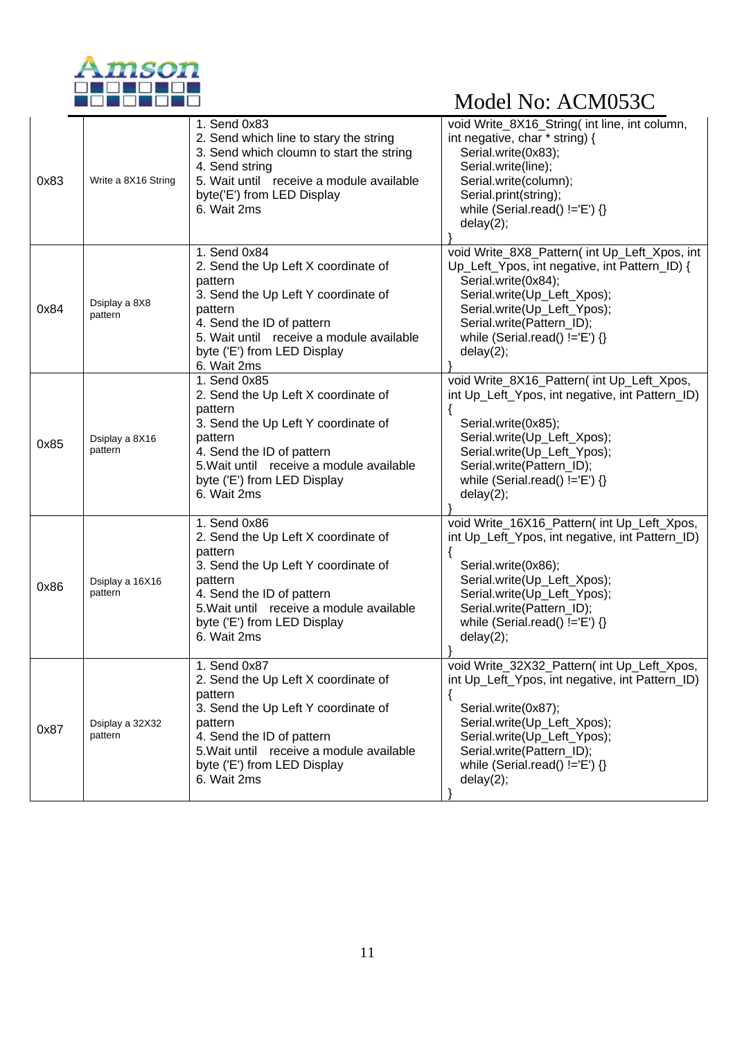| 0x83 | Write a 8X16 String | 1. Send 0x83<br>2. Send which line to stary the string<br>3. Send which cloumn to start the string<br>4. Send string<br>5. Wait until receive a module available byte('E') from LED Display<br>6. Wait 2ms | void Write_8X16_String( int line, int column, int negative, char * string) {<br>Serial.write(0x83);<br>Serial.write(line);<br>Serial.write(column);<br>Serial.print(string);<br>while (Serial.read() !='E') {}<br>delay(2);<br>} |
|---|---|---|---|
| 0x84 | Dsiplay a 8X8 pattern | 1. Send 0x84<br>2. Send the Up Left X coordinate of pattern<br>3. Send the Up Left Y coordinate of pattern<br>4. Send the ID of pattern<br>5. Wait until receive a module available byte ('E') from LED Display<br>6. Wait 2ms | void Write_8X8_Pattern( int Up_Left_Xpos, int Up_Left_Ypos, int negative, int Pattern_ID) {<br>Serial.write(0x84);<br>Serial.write(Up_Left_Xpos);<br>Serial.write(Up_Left_Ypos);<br>Serial.write(Pattern_ID);<br>while (Serial.read() !='E') {}<br>delay(2);<br>} |
| 0x85 | Dsiplay a 8X16 pattern | 1. Send 0x85<br>2. Send the Up Left X coordinate of pattern<br>3. Send the Up Left Y coordinate of pattern<br>4. Send the ID of pattern<br>5.Wait until receive a module available byte ('E') from LED Display<br>6. Wait 2ms | void Write_8X16_Pattern( int Up_Left_Xpos, int Up_Left_Ypos, int negative, int Pattern_ID)<br>{<br>Serial.write(0x85);<br>Serial.write(Up_Left_Xpos);<br>Serial.write(Up_Left_Ypos);<br>Serial.write(Pattern_ID);<br>while (Serial.read() !='E') {}<br>delay(2);<br>} |
| 0x86 | Dsiplay a 16X16 pattern | 1. Send 0x86<br>2. Send the Up Left X coordinate of pattern<br>3. Send the Up Left Y coordinate of pattern<br>4. Send the ID of pattern<br>5.Wait until receive a module available byte ('E') from LED Display<br>6. Wait 2ms | void Write_16X16_Pattern( int Up_Left_Xpos, int Up_Left_Ypos, int negative, int Pattern_ID)<br>{<br>Serial.write(0x86);<br>Serial.write(Up_Left_Xpos);<br>Serial.write(Up_Left_Ypos);<br>Serial.write(Pattern_ID);<br>while (Serial.read() !='E') {}<br>delay(2);<br>} |
| 0x87 | Dsiplay a 32X32 pattern | 1. Send 0x87<br>2. Send the Up Left X coordinate of pattern<br>3. Send the Up Left Y coordinate of pattern<br>4. Send the ID of pattern<br>5.Wait until receive a module available byte ('E') from LED Display<br>6. Wait 2ms | void Write_32X32_Pattern( int Up_Left_Xpos, int Up_Left_Ypos, int negative, int Pattern_ID)<br>{<br>Serial.write(0x87);<br>Serial.write(Up_Left_Xpos);<br>Serial.write(Up_Left_Ypos);<br>Serial.write(Pattern_ID);<br>while (Serial.read() !='E') {}<br>delay(2);<br>} |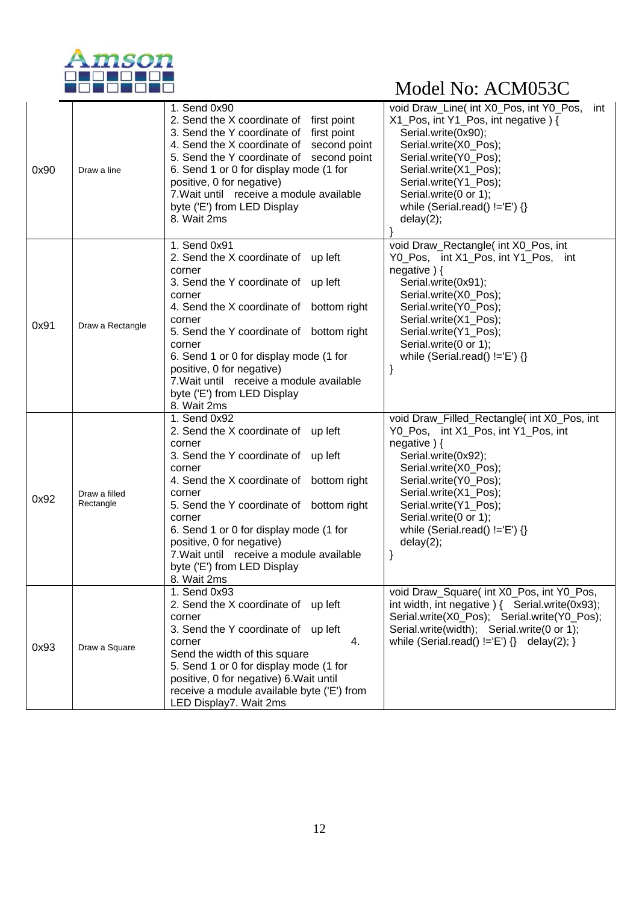| | | | |
|---|---|---|---|
| 0x90 | Draw a line | 1. Send 0x90<br>2. Send the X coordinate of first point<br>3. Send the Y coordinate of first point<br>4. Send the X coordinate of second point<br>5. Send the Y coordinate of second point<br>6. Send 1 or 0 for display mode (1 for positive, 0 for negative)<br>7.Wait until receive a module available byte ('E') from LED Display<br>8. Wait 2ms | void Draw_Line( int X0_Pos, int Y0_Pos, int X1_Pos, int Y1_Pos, int negative ) {<br>Serial.write(0x90);<br>Serial.write(X0_Pos);<br>Serial.write(Y0_Pos);<br>Serial.write(X1_Pos);<br>Serial.write(Y1_Pos);<br>Serial.write(0 or 1);<br>while (Serial.read() !='E') {}<br>delay(2);<br>} |
| 0x91 | Draw a Rectangle | 1. Send 0x91<br>2. Send the X coordinate of up left corner<br>3. Send the Y coordinate of up left corner<br>4. Send the X coordinate of bottom right corner<br>5. Send the Y coordinate of bottom right corner<br>6. Send 1 or 0 for display mode (1 for positive, 0 for negative)<br>7.Wait until receive a module available byte ('E') from LED Display<br>8. Wait 2ms | void Draw_Rectangle( int X0_Pos, int Y0_Pos, int X1_Pos, int Y1_Pos, int negative ) {<br>Serial.write(0x91);<br>Serial.write(X0_Pos);<br>Serial.write(Y0_Pos);<br>Serial.write(X1_Pos);<br>Serial.write(Y1_Pos);<br>Serial.write(0 or 1);<br>while (Serial.read() !='E') {}<br>} |
| 0x92 | Draw a filled Rectangle | 1. Send 0x92<br>2. Send the X coordinate of up left corner<br>3. Send the Y coordinate of up left corner<br>4. Send the X coordinate of bottom right corner<br>5. Send the Y coordinate of bottom right corner<br>6. Send 1 or 0 for display mode (1 for positive, 0 for negative)<br>7.Wait until receive a module available byte ('E') from LED Display<br>8. Wait 2ms | void Draw_Filled_Rectangle( int X0_Pos, int Y0_Pos, int X1_Pos, int Y1_Pos, int negative ) {<br>Serial.write(0x92);<br>Serial.write(X0_Pos);<br>Serial.write(Y0_Pos);<br>Serial.write(X1_Pos);<br>Serial.write(Y1_Pos);<br>Serial.write(0 or 1);<br>while (Serial.read() !='E') {}<br>delay(2);<br>} |
| 0x93 | Draw a Square | 1. Send 0x93<br>2. Send the X coordinate of up left corner<br>3. Send the Y coordinate of up left corner 4. Send the width of this square<br>5. Send 1 or 0 for display mode (1 for positive, 0 for negative) 6.Wait until receive a module available byte ('E') from LED Display7. Wait 2ms | void Draw_Square( int X0_Pos, int Y0_Pos, int width, int negative ) { Serial.write(0x93); Serial.write(X0_Pos); Serial.write(Y0_Pos); Serial.write(width); Serial.write(0 or 1); while (Serial.read() !='E') {} delay(2); } |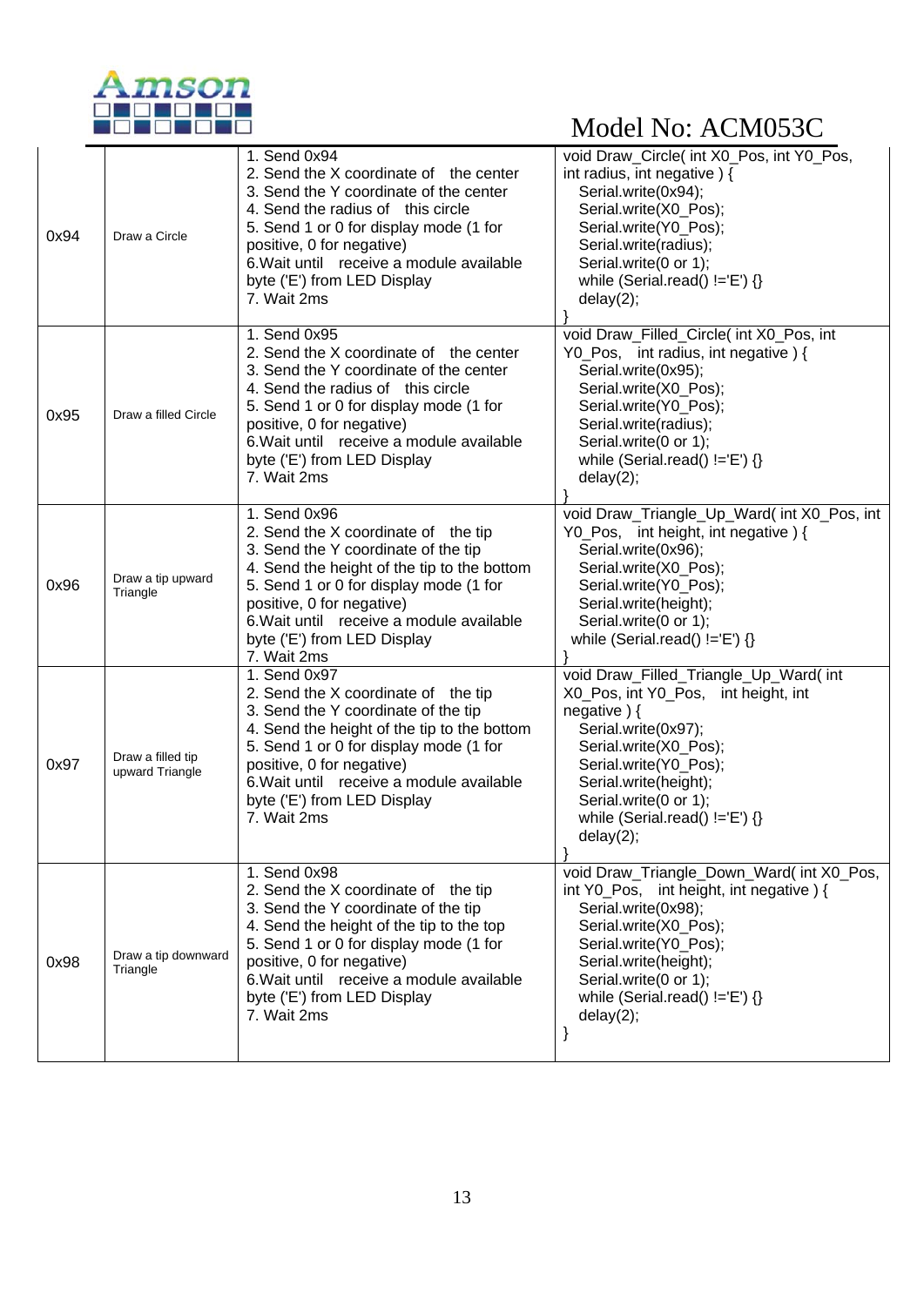Model No: ACM053C

| | | | |
|---|---|---|---|
| 0x94 | Draw a Circle | 1. Send 0x94<br>2. Send the X coordinate of the center<br>3. Send the Y coordinate of the center<br>4. Send the radius of this circle<br>5. Send 1 or 0 for display mode (1 for positive, 0 for negative)<br>6.Wait until receive a module available byte ('E') from LED Display<br>7. Wait 2ms | void Draw_Circle( int X0_Pos, int Y0_Pos, int radius, int negative ) {<br>Serial.write(0x94);<br>Serial.write(X0_Pos);<br>Serial.write(Y0_Pos);<br>Serial.write(radius);<br>Serial.write(0 or 1);<br>while (Serial.read() !='E') {}<br>delay(2);<br>} |
| 0x95 | Draw a filled Circle | 1. Send 0x95<br>2. Send the X coordinate of the center<br>3. Send the Y coordinate of the center<br>4. Send the radius of this circle<br>5. Send 1 or 0 for display mode (1 for positive, 0 for negative)<br>6.Wait until receive a module available byte ('E') from LED Display<br>7. Wait 2ms | void Draw_Filled_Circle( int X0_Pos, int Y0_Pos, int radius, int negative ) {<br>Serial.write(0x95);<br>Serial.write(X0_Pos);<br>Serial.write(Y0_Pos);<br>Serial.write(radius);<br>Serial.write(0 or 1);<br>while (Serial.read() !='E') {}<br>delay(2);<br>} |
| 0x96 | Draw a tip upward Triangle | 1. Send 0x96<br>2. Send the X coordinate of the tip<br>3. Send the Y coordinate of the tip<br>4. Send the height of the tip to the bottom<br>5. Send 1 or 0 for display mode (1 for positive, 0 for negative)<br>6.Wait until receive a module available byte ('E') from LED Display<br>7. Wait 2ms | void Draw_Triangle_Up_Ward( int X0_Pos, int Y0_Pos, int height, int negative ) {<br>Serial.write(0x96);<br>Serial.write(X0_Pos);<br>Serial.write(Y0_Pos);<br>Serial.write(height);<br>Serial.write(0 or 1);<br>while (Serial.read() !='E') {}<br>} |
| 0x97 | Draw a filled tip upward Triangle | 1. Send 0x97<br>2. Send the X coordinate of the tip<br>3. Send the Y coordinate of the tip<br>4. Send the height of the tip to the bottom<br>5. Send 1 or 0 for display mode (1 for positive, 0 for negative)<br>6.Wait until receive a module available byte ('E') from LED Display<br>7. Wait 2ms | void Draw_Filled_Triangle_Up_Ward( int X0_Pos, int Y0_Pos, int height, int negative ) {<br>Serial.write(0x97);<br>Serial.write(X0_Pos);<br>Serial.write(Y0_Pos);<br>Serial.write(height);<br>Serial.write(0 or 1);<br>while (Serial.read() !='E') {}<br>delay(2);<br>} |
| 0x98 | Draw a tip downward Triangle | 1. Send 0x98<br>2. Send the X coordinate of the tip<br>3. Send the Y coordinate of the tip<br>4. Send the height of the tip to the top<br>5. Send 1 or 0 for display mode (1 for positive, 0 for negative)<br>6.Wait until receive a module available byte ('E') from LED Display<br>7. Wait 2ms | void Draw_Triangle_Down_Ward( int X0_Pos, int Y0_Pos, int height, int negative ) {<br>Serial.write(0x98);<br>Serial.write(X0_Pos);<br>Serial.write(Y0_Pos);<br>Serial.write(height);<br>Serial.write(0 or 1);<br>while (Serial.read() !='E') {}<br>delay(2);<br>} |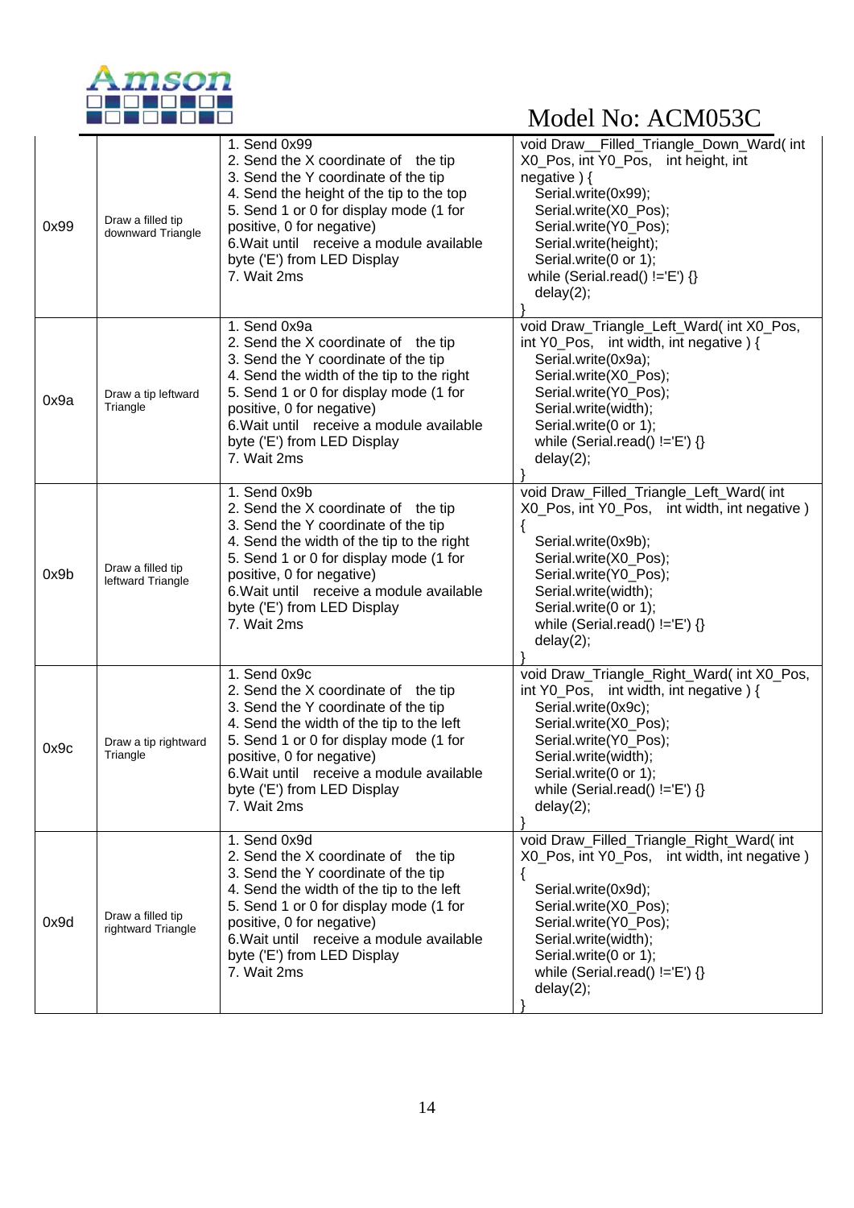| | | | |
|---|---|---|---|
| 0x99 | Draw a filled tip downward Triangle | 1. Send 0x99<br>2. Send the X coordinate of the tip<br>3. Send the Y coordinate of the tip<br>4. Send the height of the tip to the top<br>5. Send 1 or 0 for display mode (1 for positive, 0 for negative)<br>6.Wait until receive a module available byte ('E') from LED Display<br>7. Wait 2ms | void Draw__Filled_Triangle_Down_Ward( int X0_Pos, int Y0_Pos, int height, int negative ) {<br>Serial.write(0x99);<br>Serial.write(X0_Pos);<br>Serial.write(Y0_Pos);<br>Serial.write(height);<br>Serial.write(0 or 1);<br>while (Serial.read() !='E') {}<br>delay(2);<br>} |
| 0x9a | Draw a tip leftward Triangle | 1. Send 0x9a<br>2. Send the X coordinate of the tip<br>3. Send the Y coordinate of the tip<br>4. Send the width of the tip to the right<br>5. Send 1 or 0 for display mode (1 for positive, 0 for negative)<br>6.Wait until receive a module available byte ('E') from LED Display<br>7. Wait 2ms | void Draw_Triangle_Left_Ward( int X0_Pos, int Y0_Pos, int width, int negative ) {<br>Serial.write(0x9a);<br>Serial.write(X0_Pos);<br>Serial.write(Y0_Pos);<br>Serial.write(width);<br>Serial.write(0 or 1);<br>while (Serial.read() !='E') {}<br>delay(2);<br>} |
| 0x9b | Draw a filled tip leftward Triangle | 1. Send 0x9b<br>2. Send the X coordinate of the tip<br>3. Send the Y coordinate of the tip<br>4. Send the width of the tip to the right<br>5. Send 1 or 0 for display mode (1 for positive, 0 for negative)<br>6.Wait until receive a module available byte ('E') from LED Display<br>7. Wait 2ms | void Draw_Filled_Triangle_Left_Ward( int X0_Pos, int Y0_Pos, int width, int negative ) {<br>Serial.write(0x9b);<br>Serial.write(X0_Pos);<br>Serial.write(Y0_Pos);<br>Serial.write(width);<br>Serial.write(0 or 1);<br>while (Serial.read() !='E') {}<br>delay(2);<br>} |
| 0x9c | Draw a tip rightward Triangle | 1. Send 0x9c<br>2. Send the X coordinate of the tip<br>3. Send the Y coordinate of the tip<br>4. Send the width of the tip to the left<br>5. Send 1 or 0 for display mode (1 for positive, 0 for negative)<br>6.Wait until receive a module available byte ('E') from LED Display<br>7. Wait 2ms | void Draw_Triangle_Right_Ward( int X0_Pos, int Y0_Pos, int width, int negative ) {<br>Serial.write(0x9c);<br>Serial.write(X0_Pos);<br>Serial.write(Y0_Pos);<br>Serial.write(width);<br>Serial.write(0 or 1);<br>while (Serial.read() !='E') {}<br>delay(2);<br>} |
| 0x9d | Draw a filled tip rightward Triangle | 1. Send 0x9d<br>2. Send the X coordinate of the tip<br>3. Send the Y coordinate of the tip<br>4. Send the width of the tip to the left<br>5. Send 1 or 0 for display mode (1 for positive, 0 for negative)<br>6.Wait until receive a module available byte ('E') from LED Display<br>7. Wait 2ms | void Draw_Filled_Triangle_Right_Ward( int X0_Pos, int Y0_Pos, int width, int negative ) {<br>Serial.write(0x9d);<br>Serial.write(X0_Pos);<br>Serial.write(Y0_Pos);<br>Serial.write(width);<br>Serial.write(0 or 1);<br>while (Serial.read() !='E') {}<br>delay(2);<br>} |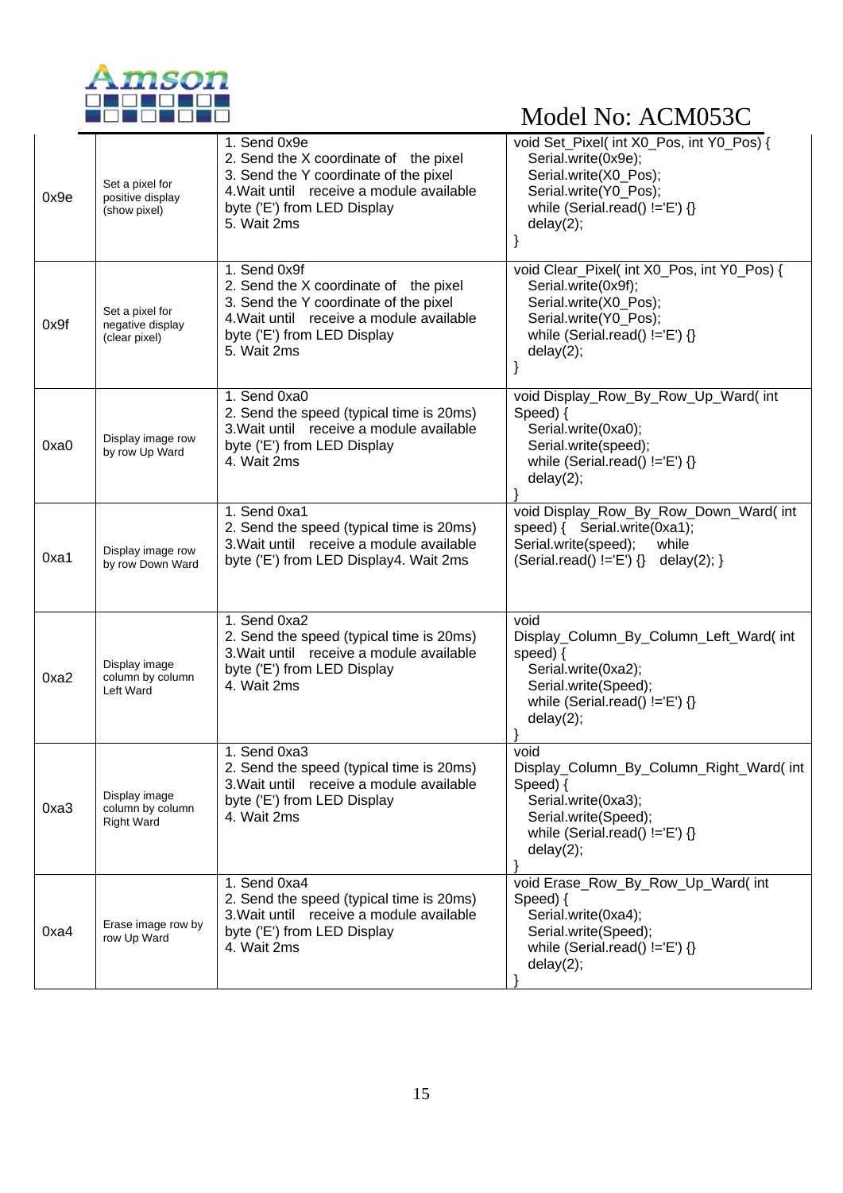Model No: ACM053C

| | | | |
|---|---|---|---|
| 0x9e | Set a pixel for positive display (show pixel) | 1. Send 0x9e<br>2. Send the X coordinate of the pixel<br>3. Send the Y coordinate of the pixel<br>4.Wait until receive a module available byte ('E') from LED Display<br>5. Wait 2ms | void Set_Pixel( int X0_Pos, int Y0_Pos) {<br>Serial.write(0x9e);<br>Serial.write(X0_Pos);<br>Serial.write(Y0_Pos);<br>while (Serial.read() !='E') {}<br>delay(2);<br>} |
| 0x9f | Set a pixel for negative display (clear pixel) | 1. Send 0x9f<br>2. Send the X coordinate of the pixel<br>3. Send the Y coordinate of the pixel<br>4.Wait until receive a module available byte ('E') from LED Display<br>5. Wait 2ms | void Clear_Pixel( int X0_Pos, int Y0_Pos) {<br>Serial.write(0x9f);<br>Serial.write(X0_Pos);<br>Serial.write(Y0_Pos);<br>while (Serial.read() !='E') {}<br>delay(2);<br>} |
| 0xa0 | Display image row by row Up Ward | 1. Send 0xa0<br>2. Send the speed (typical time is 20ms)<br>3.Wait until receive a module available byte ('E') from LED Display<br>4. Wait 2ms | void Display_Row_By_Row_Up_Ward( int Speed) {<br>Serial.write(0xa0);<br>Serial.write(speed);<br>while (Serial.read() !='E') {}<br>delay(2);<br>} |
| 0xa1 | Display image row by row Down Ward | 1. Send 0xa1<br>2. Send the speed (typical time is 20ms)<br>3.Wait until receive a module available byte ('E') from LED Display4. Wait 2ms | void Display_Row_By_Row_Down_Ward( int speed) { Serial.write(0xa1); Serial.write(speed); while (Serial.read() !='E') {} delay(2); } |
| 0xa2 | Display image column by column Left Ward | 1. Send 0xa2<br>2. Send the speed (typical time is 20ms)<br>3.Wait until receive a module available byte ('E') from LED Display<br>4. Wait 2ms | void Display_Column_By_Column_Left_Ward( int speed) {<br>Serial.write(0xa2);<br>Serial.write(Speed);<br>while (Serial.read() !='E') {}<br>delay(2);<br>} |
| 0xa3 | Display image column by column Right Ward | 1. Send 0xa3<br>2. Send the speed (typical time is 20ms)<br>3.Wait until receive a module available byte ('E') from LED Display<br>4. Wait 2ms | void Display_Column_By_Column_Right_Ward( int Speed) {<br>Serial.write(0xa3);<br>Serial.write(Speed);<br>while (Serial.read() !='E') {}<br>delay(2);<br>} |
| 0xa4 | Erase image row by row Up Ward | 1. Send 0xa4<br>2. Send the speed (typical time is 20ms)<br>3.Wait until receive a module available byte ('E') from LED Display<br>4. Wait 2ms | void Erase_Row_By_Row_Up_Ward( int Speed) {<br>Serial.write(0xa4);<br>Serial.write(Speed);<br>while (Serial.read() !='E') {}<br>delay(2);<br>} |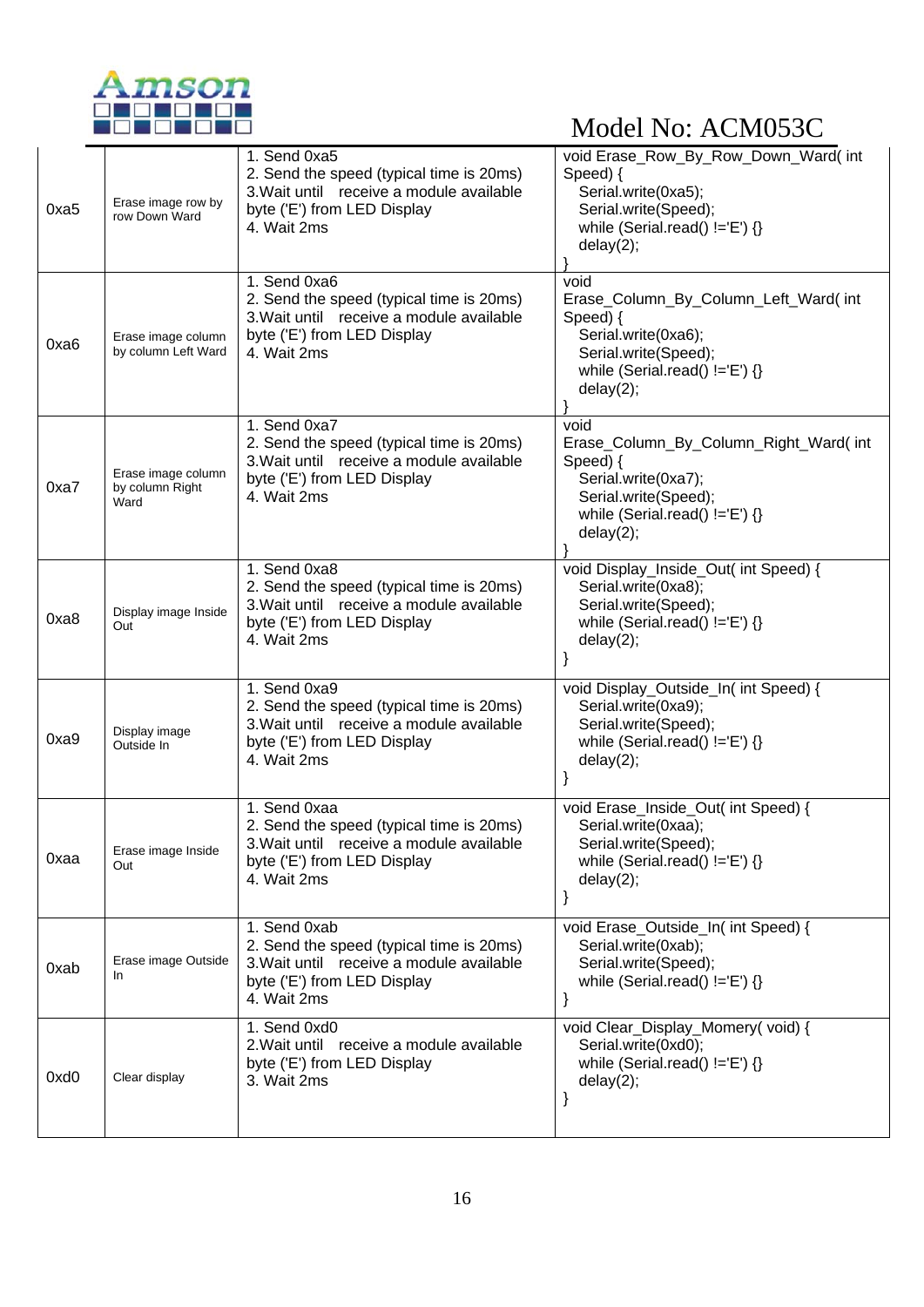Model No: ACM053C

| | | | |
|---|---|---|---|
| 0xa5 | Erase image row by row Down Ward | 1. Send 0xa5<br>2. Send the speed (typical time is 20ms)<br>3.Wait until receive a module available byte ('E') from LED Display<br>4. Wait 2ms | void Erase_Row_By_Row_Down_Ward( int Speed) {<br>Serial.write(0xa5);<br>Serial.write(Speed);<br>while (Serial.read() !='E') {}<br>delay(2);<br>} |
| 0xa6 | Erase image column by column Left Ward | 1. Send 0xa6<br>2. Send the speed (typical time is 20ms)<br>3.Wait until receive a module available byte ('E') from LED Display<br>4. Wait 2ms | void Erase_Column_By_Column_Left_Ward( int Speed) {<br>Serial.write(0xa6);<br>Serial.write(Speed);<br>while (Serial.read() !='E') {}<br>delay(2);<br>} |
| 0xa7 | Erase image column by column Right Ward | 1. Send 0xa7<br>2. Send the speed (typical time is 20ms)<br>3.Wait until receive a module available byte ('E') from LED Display<br>4. Wait 2ms | void Erase_Column_By_Column_Right_Ward( int Speed) {<br>Serial.write(0xa7);<br>Serial.write(Speed);<br>while (Serial.read() !='E') {}<br>delay(2);<br>} |
| 0xa8 | Display image Inside Out | 1. Send 0xa8<br>2. Send the speed (typical time is 20ms)<br>3.Wait until receive a module available byte ('E') from LED Display<br>4. Wait 2ms | void Display_Inside_Out( int Speed) {<br>Serial.write(0xa8);<br>Serial.write(Speed);<br>while (Serial.read() !='E') {}<br>delay(2);<br>} |
| 0xa9 | Display image Outside In | 1. Send 0xa9<br>2. Send the speed (typical time is 20ms)<br>3.Wait until receive a module available byte ('E') from LED Display<br>4. Wait 2ms | void Display_Outside_In( int Speed) {<br>Serial.write(0xa9);<br>Serial.write(Speed);<br>while (Serial.read() !='E') {}<br>delay(2);<br>} |
| 0xaa | Erase image Inside Out | 1. Send 0xaa<br>2. Send the speed (typical time is 20ms)<br>3.Wait until receive a module available byte ('E') from LED Display<br>4. Wait 2ms | void Erase_Inside_Out( int Speed) {<br>Serial.write(0xaa);<br>Serial.write(Speed);<br>while (Serial.read() !='E') {}<br>delay(2);<br>} |
| 0xab | Erase image Outside In | 1. Send 0xab<br>2. Send the speed (typical time is 20ms)<br>3.Wait until receive a module available byte ('E') from LED Display<br>4. Wait 2ms | void Erase_Outside_In( int Speed) {<br>Serial.write(0xab);<br>Serial.write(Speed);<br>while (Serial.read() !='E') {}<br>} |
| 0xd0 | Clear display | 1. Send 0xd0<br>2.Wait until receive a module available byte ('E') from LED Display<br>3. Wait 2ms | void Clear_Display_Momery( void) {<br>Serial.write(0xd0);<br>while (Serial.read() !='E') {}<br>delay(2);<br>} |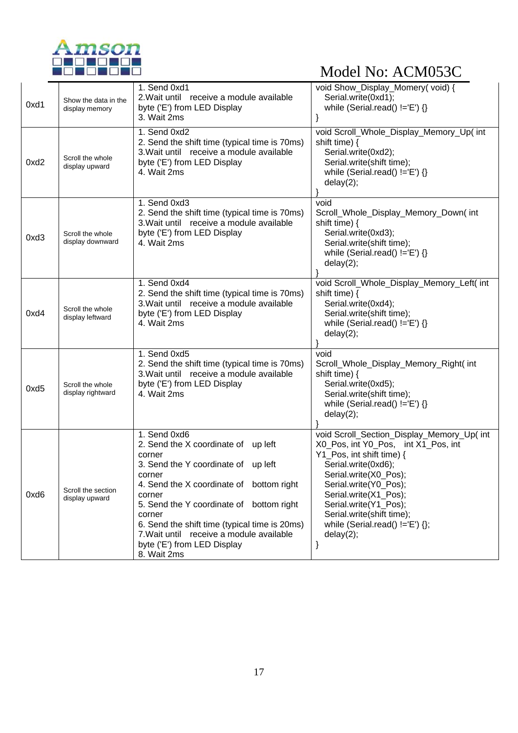| | | | |
|---|---|---|---|
| 0xd1 | Show the data in the display memory | 1. Send 0xd1<br>2.Wait until receive a module available byte ('E') from LED Display<br>3. Wait 2ms | void Show_Display_Momery( void) {<br>Serial.write(0xd1);<br>while (Serial.read() !='E') {}<br>} |
| 0xd2 | Scroll the whole display upward | 1. Send 0xd2<br>2. Send the shift time (typical time is 70ms)<br>3.Wait until receive a module available byte ('E') from LED Display<br>4. Wait 2ms | void Scroll_Whole_Display_Memory_Up( int shift time) {<br>Serial.write(0xd2);<br>Serial.write(shift time);<br>while (Serial.read() !='E') {}<br>delay(2);<br>} |
| 0xd3 | Scroll the whole display downward | 1. Send 0xd3<br>2. Send the shift time (typical time is 70ms)<br>3.Wait until receive a module available byte ('E') from LED Display<br>4. Wait 2ms | void Scroll_Whole_Display_Memory_Down( int shift time) {<br>Serial.write(0xd3);<br>Serial.write(shift time);<br>while (Serial.read() !='E') {}<br>delay(2);<br>} |
| 0xd4 | Scroll the whole display leftward | 1. Send 0xd4<br>2. Send the shift time (typical time is 70ms)<br>3.Wait until receive a module available byte ('E') from LED Display<br>4. Wait 2ms | void Scroll_Whole_Display_Memory_Left( int shift time) {<br>Serial.write(0xd4);<br>Serial.write(shift time);<br>while (Serial.read() !='E') {}<br>delay(2);<br>} |
| 0xd5 | Scroll the whole display rightward | 1. Send 0xd5<br>2. Send the shift time (typical time is 70ms)<br>3.Wait until receive a module available byte ('E') from LED Display<br>4. Wait 2ms | void Scroll_Whole_Display_Memory_Right( int shift time) {<br>Serial.write(0xd5);<br>Serial.write(shift time);<br>while (Serial.read() !='E') {}<br>delay(2);<br>} |
| 0xd6 | Scroll the section display upward | 1. Send 0xd6<br>2. Send the X coordinate of up left corner<br>3. Send the Y coordinate of up left corner<br>4. Send the X coordinate of bottom right corner<br>5. Send the Y coordinate of bottom right corner<br>6. Send the shift time (typical time is 20ms)<br>7.Wait until receive a module available byte ('E') from LED Display<br>8. Wait 2ms | void Scroll_Section_Display_Memory_Up( int X0_Pos, int Y0_Pos, int X1_Pos, int Y1_Pos, int shift time) {<br>Serial.write(0xd6);<br>Serial.write(X0_Pos);<br>Serial.write(Y0_Pos);<br>Serial.write(X1_Pos);<br>Serial.write(Y1_Pos);<br>Serial.write(shift time);<br>while (Serial.read() !='E') {};<br>delay(2);<br>} |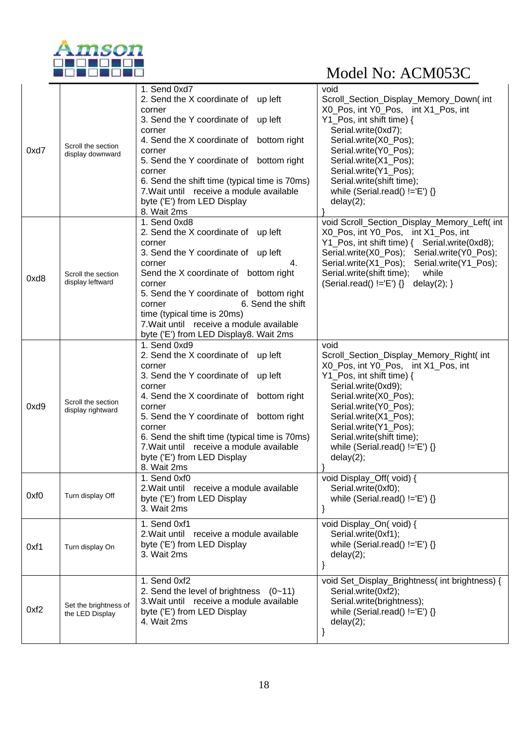Model No: ACM053C

| | | | |
|---|---|---|---|
| 0xd7 | Scroll the section display downward | 1. Send 0xd7<br>2. Send the X coordinate of up left corner<br>3. Send the Y coordinate of up left corner<br>4. Send the X coordinate of bottom right corner<br>5. Send the Y coordinate of bottom right corner<br>6. Send the shift time (typical time is 70ms)<br>7.Wait until receive a module available byte ('E') from LED Display<br>8. Wait 2ms | void Scroll_Section_Display_Memory_Down( int X0_Pos, int Y0_Pos, int X1_Pos, int Y1_Pos, int shift time) {<br>Serial.write(0xd7);<br>Serial.write(X0_Pos);<br>Serial.write(Y0_Pos);<br>Serial.write(X1_Pos);<br>Serial.write(Y1_Pos);<br>Serial.write(shift time);<br>while (Serial.read() !='E') {}<br>delay(2);<br>} |
| 0xd8 | Scroll the section display leftward | 1. Send 0xd8<br>2. Send the X coordinate of up left corner<br>3. Send the Y coordinate of up left corner 4. Send the X coordinate of bottom right corner<br>5. Send the Y coordinate of bottom right corner 6. Send the shift time (typical time is 20ms)<br>7.Wait until receive a module available byte ('E') from LED Display8. Wait 2ms | void Scroll_Section_Display_Memory_Left( int X0_Pos, int Y0_Pos, int X1_Pos, int Y1_Pos, int shift time) { Serial.write(0xd8); Serial.write(X0_Pos); Serial.write(Y0_Pos); Serial.write(X1_Pos); Serial.write(Y1_Pos); Serial.write(shift time); while (Serial.read() !='E') {} delay(2); } |
| 0xd9 | Scroll the section display rightward | 1. Send 0xd9<br>2. Send the X coordinate of up left corner<br>3. Send the Y coordinate of up left corner<br>4. Send the X coordinate of bottom right corner<br>5. Send the Y coordinate of bottom right corner<br>6. Send the shift time (typical time is 70ms)<br>7.Wait until receive a module available byte ('E') from LED Display<br>8. Wait 2ms | void Scroll_Section_Display_Memory_Right( int X0_Pos, int Y0_Pos, int X1_Pos, int Y1_Pos, int shift time) {<br>Serial.write(0xd9);<br>Serial.write(X0_Pos);<br>Serial.write(Y0_Pos);<br>Serial.write(X1_Pos);<br>Serial.write(Y1_Pos);<br>Serial.write(shift time);<br>while (Serial.read() !='E') {}<br>delay(2);<br>} |
| 0xf0 | Turn display Off | 1. Send 0xf0<br>2.Wait until receive a module available byte ('E') from LED Display<br>3. Wait 2ms | void Display_Off( void) {<br>Serial.write(0xf0);<br>while (Serial.read() !='E') {}<br>} |
| 0xf1 | Turn display On | 1. Send 0xf1<br>2.Wait until receive a module available byte ('E') from LED Display<br>3. Wait 2ms | void Display_On( void) {<br>Serial.write(0xf1);<br>while (Serial.read() !='E') {}<br>delay(2);<br>} |
| 0xf2 | Set the brightness of the LED Display | 1. Send 0xf2<br>2. Send the level of brightness (0~11)<br>3.Wait until receive a module available byte ('E') from LED Display<br>4. Wait 2ms | void Set_Display_Brightness( int brightness) {<br>Serial.write(0xf2);<br>Serial.write(brightness);<br>while (Serial.read() !='E') {}<br>delay(2);<br>} |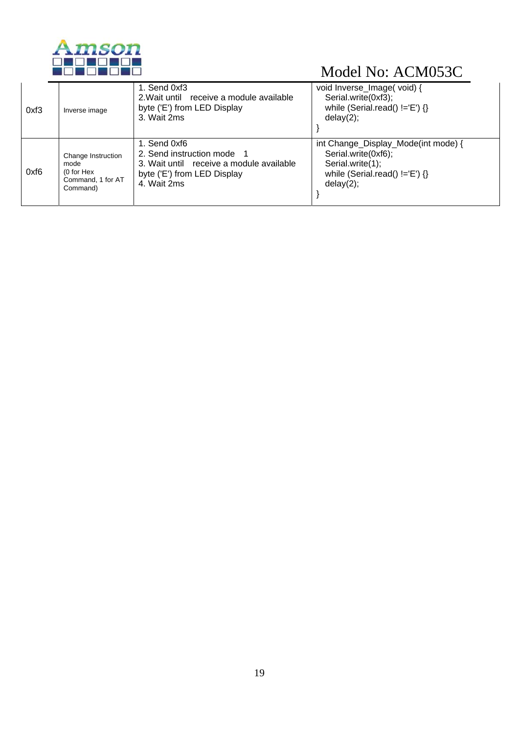| | | | |
|---|---|---|---|
| 0xf3 | Inverse image | 1. Send 0xf3<br>2.Wait until receive a module available byte ('E') from LED Display<br>3. Wait 2ms | void Inverse_Image( void) {<br>Serial.write(0xf3);<br>while (Serial.read() !='E') {}<br>delay(2);<br>} |
| 0xf6 | Change Instruction mode<br>(0 for Hex Command, 1 for AT Command) | 1. Send 0xf6<br>2. Send instruction mode 1<br>3. Wait until receive a module available byte ('E') from LED Display<br>4. Wait 2ms | int Change_Display_Mode(int mode) {<br>Serial.write(0xf6);<br>Serial.write(1);<br>while (Serial.read() !='E') {}<br>delay(2);<br>} |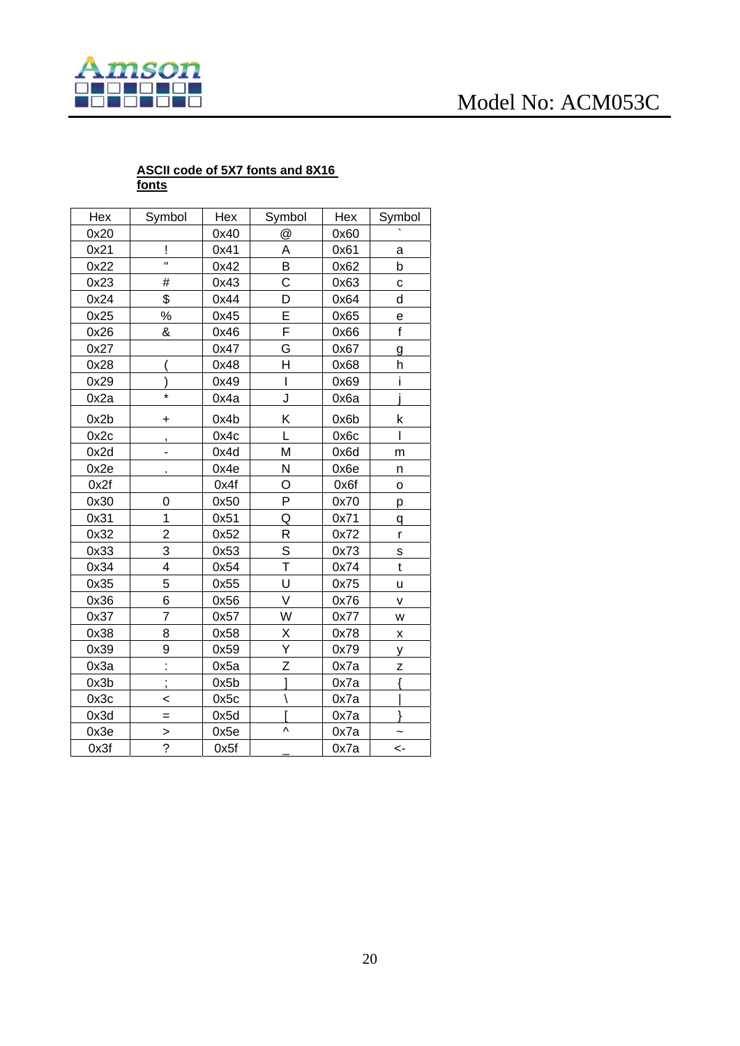**ASCII code of 5X7 fonts and 8X16 fonts**

| Hex | Symbol | Hex | Symbol | Hex | Symbol |
|---|---|---|---|---|---|
| 0x20 | | 0x40 | @ | 0x60 | ` |
| 0x21 | ! | 0x41 | A | 0x61 | a |
| 0x22 | " | 0x42 | B | 0x62 | b |
| 0x23 | # | 0x43 | C | 0x63 | c |
| 0x24 | $ | 0x44 | D | 0x64 | d |
| 0x25 | % | 0x45 | E | 0x65 | e |
| 0x26 | & | 0x46 | F | 0x66 | f |
| 0x27 | | 0x47 | G | 0x67 | g |
| 0x28 | ( | 0x48 | H | 0x68 | h |
| 0x29 | ) | 0x49 | I | 0x69 | i |
| 0x2a | * | 0x4a | J | 0x6a | j |
| 0x2b | + | 0x4b | K | 0x6b | k |
| 0x2c | , | 0x4c | L | 0x6c | l |
| 0x2d | - | 0x4d | M | 0x6d | m |
| 0x2e | . | 0x4e | N | 0x6e | n |
| 0x2f | | 0x4f | O | 0x6f | o |
| 0x30 | 0 | 0x50 | P | 0x70 | p |
| 0x31 | 1 | 0x51 | Q | 0x71 | q |
| 0x32 | 2 | 0x52 | R | 0x72 | r |
| 0x33 | 3 | 0x53 | S | 0x73 | s |
| 0x34 | 4 | 0x54 | T | 0x74 | t |
| 0x35 | 5 | 0x55 | U | 0x75 | u |
| 0x36 | 6 | 0x56 | V | 0x76 | v |
| 0x37 | 7 | 0x57 | W | 0x77 | w |
| 0x38 | 8 | 0x58 | X | 0x78 | x |
| 0x39 | 9 | 0x59 | Y | 0x79 | y |
| 0x3a | : | 0x5a | Z | 0x7a | z |
| 0x3b | ; | 0x5b | ] | 0x7a | { |
| 0x3c | < | 0x5c | \ | 0x7a | \| |
| 0x3d | = | 0x5d | [ | 0x7a | } |
| 0x3e | > | 0x5e | ^ | 0x7a | ~ |
| 0x3f | ? | 0x5f | _ | 0x7a | <- |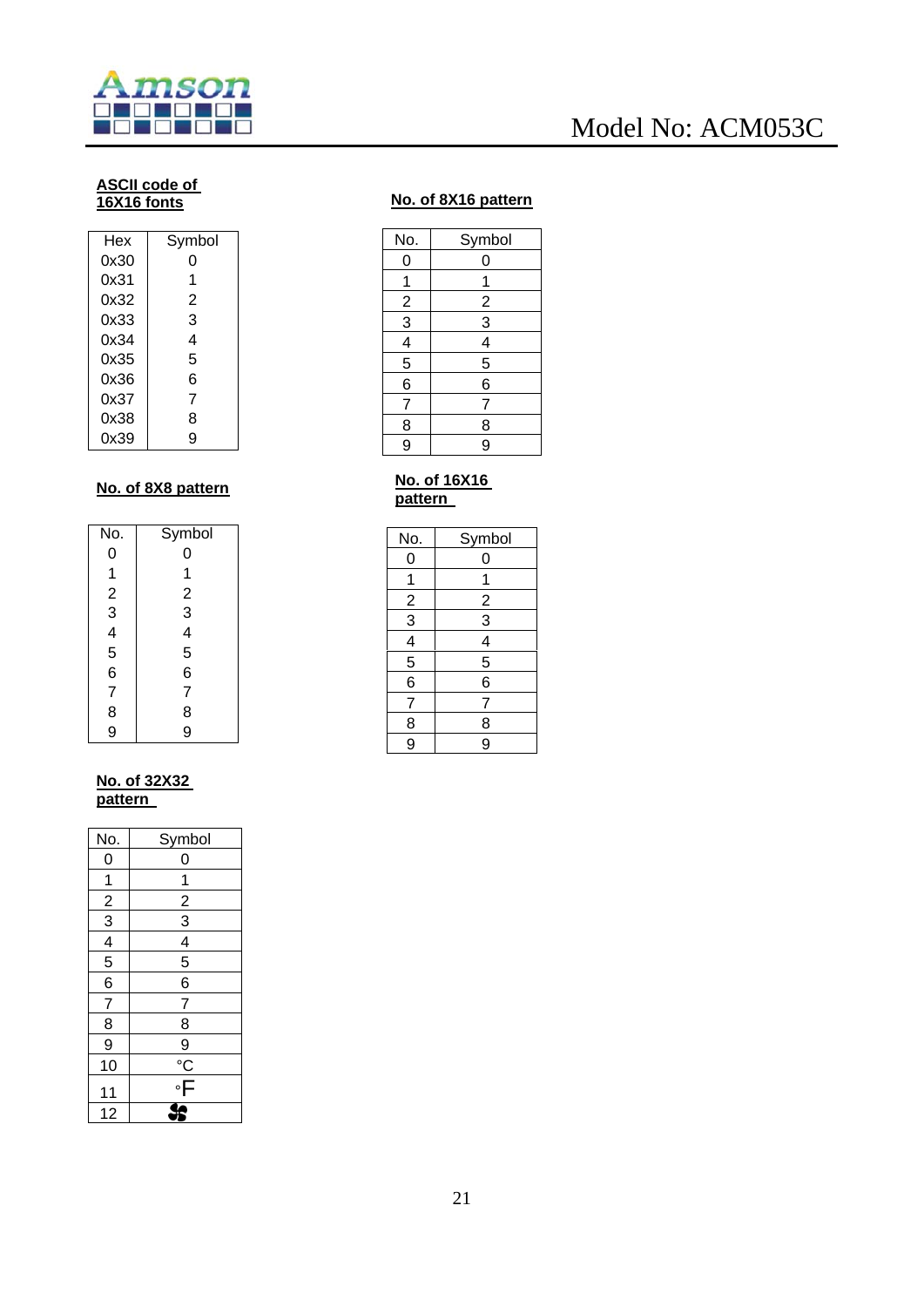**ASCII code of 16X16 fonts**

| Hex | Symbol |
|---|---|
| 0x30 | 0 |
| 0x31 | 1 |
| 0x32 | 2 |
| 0x33 | 3 |
| 0x34 | 4 |
| 0x35 | 5 |
| 0x36 | 6 |
| 0x37 | 7 |
| 0x38 | 8 |
| 0x39 | 9 |

**No. of 8X16 pattern**

| No. | Symbol |
|---|---|
| 0 | 0 |
| 1 | 1 |
| 2 | 2 |
| 3 | 3 |
| 4 | 4 |
| 5 | 5 |
| 6 | 6 |
| 7 | 7 |
| 8 | 8 |
| 9 | 9 |

**No. of 8X8 pattern**

| No. | Symbol |
|---|---|
| 0 | 0 |
| 1 | 1 |
| 2 | 2 |
| 3 | 3 |
| 4 | 4 |
| 5 | 5 |
| 6 | 6 |
| 7 | 7 |
| 8 | 8 |
| 9 | 9 |

**No. of 16X16 pattern**

| No. | Symbol |
|---|---|
| 0 | 0 |
| 1 | 1 |
| 2 | 2 |
| 3 | 3 |
| 4 | 4 |
| 5 | 5 |
| 6 | 6 |
| 7 | 7 |
| 8 | 8 |
| 9 | 9 |

**No. of 32X32 pattern**

| No. | Symbol |
|---|---|
| 0 | 0 |
| 1 | 1 |
| 2 | 2 |
| 3 | 3 |
| 4 | 4 |
| 5 | 5 |
| 6 | 6 |
| 7 | 7 |
| 8 | 8 |
| 9 | 9 |
| 10 | °C |
| 11 | °F |
| 12 | (fan symbol) |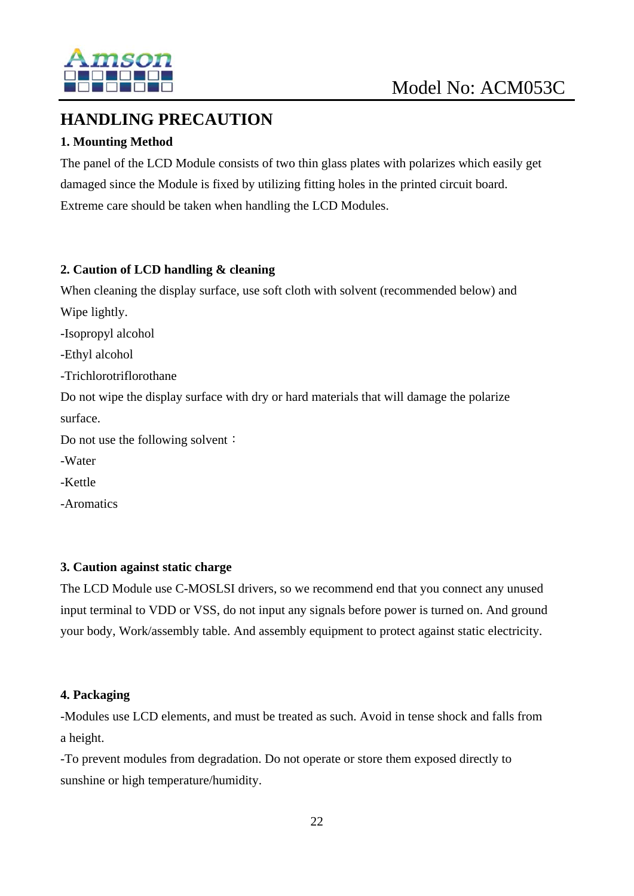# HANDLING PRECAUTION

### 1. Mounting Method

The panel of the LCD Module consists of two thin glass plates with polarizes which easily get damaged since the Module is fixed by utilizing fitting holes in the printed circuit board. Extreme care should be taken when handling the LCD Modules.

### 2. Caution of LCD handling & cleaning

When cleaning the display surface, use soft cloth with solvent (recommended below) and Wipe lightly.

-Isopropyl alcohol

-Ethyl alcohol

-Trichlorotriflorothane

Do not wipe the display surface with dry or hard materials that will damage the polarize surface.

Do not use the following solvent：

-Water

-Kettle

-Aromatics

### 3. Caution against static charge

The LCD Module use C-MOSLSI drivers, so we recommend end that you connect any unused input terminal to VDD or VSS, do not input any signals before power is turned on. And ground your body, Work/assembly table. And assembly equipment to protect against static electricity.

### 4. Packaging

-Modules use LCD elements, and must be treated as such. Avoid in tense shock and falls from a height.

-To prevent modules from degradation. Do not operate or store them exposed directly to sunshine or high temperature/humidity.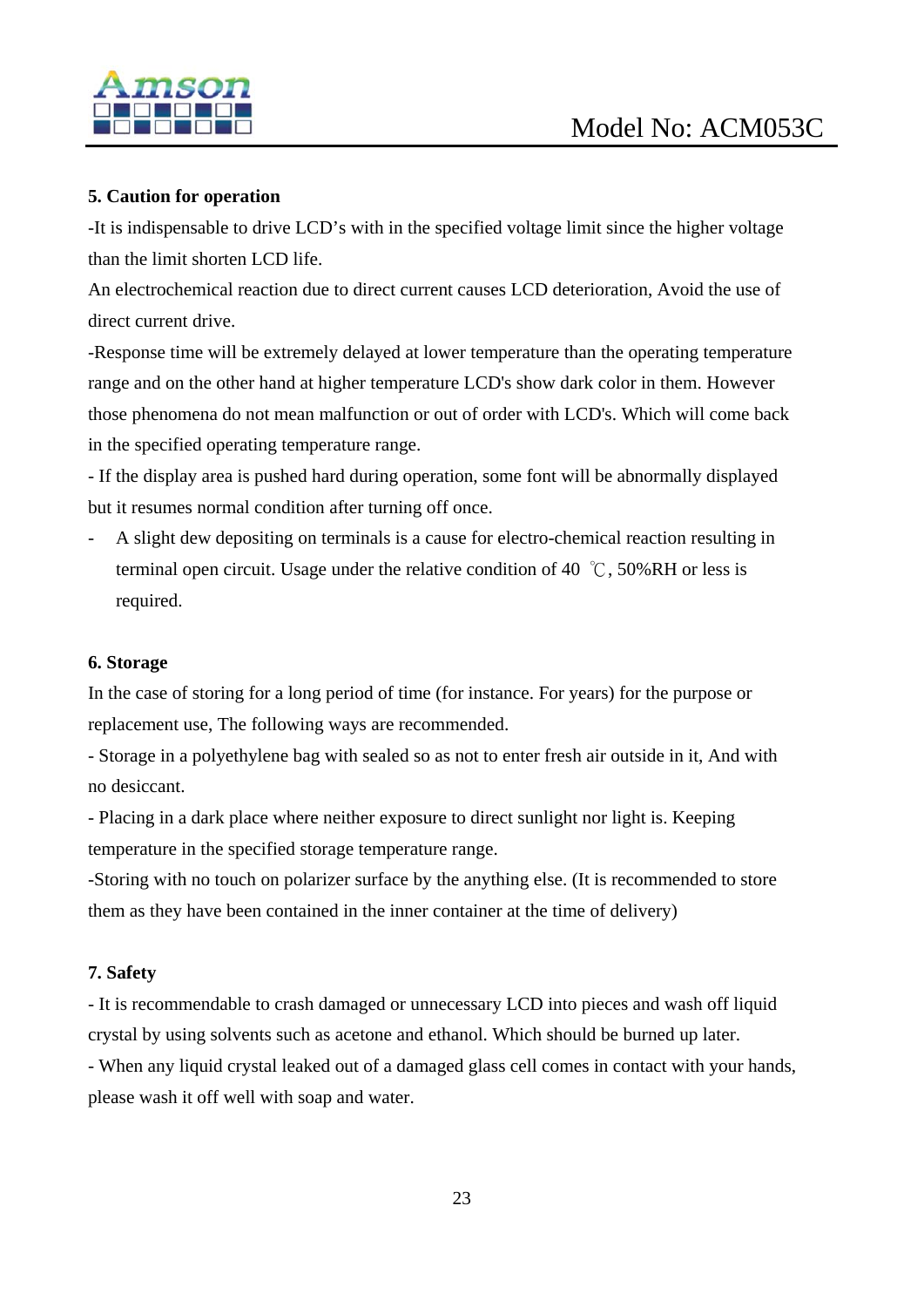**5. Caution for operation**

-It is indispensable to drive LCD's with in the specified voltage limit since the higher voltage than the limit shorten LCD life.

An electrochemical reaction due to direct current causes LCD deterioration, Avoid the use of direct current drive.

-Response time will be extremely delayed at lower temperature than the operating temperature range and on the other hand at higher temperature LCD's show dark color in them. However those phenomena do not mean malfunction or out of order with LCD's. Which will come back in the specified operating temperature range.

- If the display area is pushed hard during operation, some font will be abnormally displayed but it resumes normal condition after turning off once.

- A slight dew depositing on terminals is a cause for electro-chemical reaction resulting in terminal open circuit. Usage under the relative condition of 40 ℃, 50%RH or less is required.

**6. Storage**

In the case of storing for a long period of time (for instance. For years) for the purpose or replacement use, The following ways are recommended.

- Storage in a polyethylene bag with sealed so as not to enter fresh air outside in it, And with no desiccant.

- Placing in a dark place where neither exposure to direct sunlight nor light is. Keeping temperature in the specified storage temperature range.

-Storing with no touch on polarizer surface by the anything else. (It is recommended to store them as they have been contained in the inner container at the time of delivery)

**7. Safety**

- It is recommendable to crash damaged or unnecessary LCD into pieces and wash off liquid crystal by using solvents such as acetone and ethanol. Which should be burned up later.

- When any liquid crystal leaked out of a damaged glass cell comes in contact with your hands, please wash it off well with soap and water.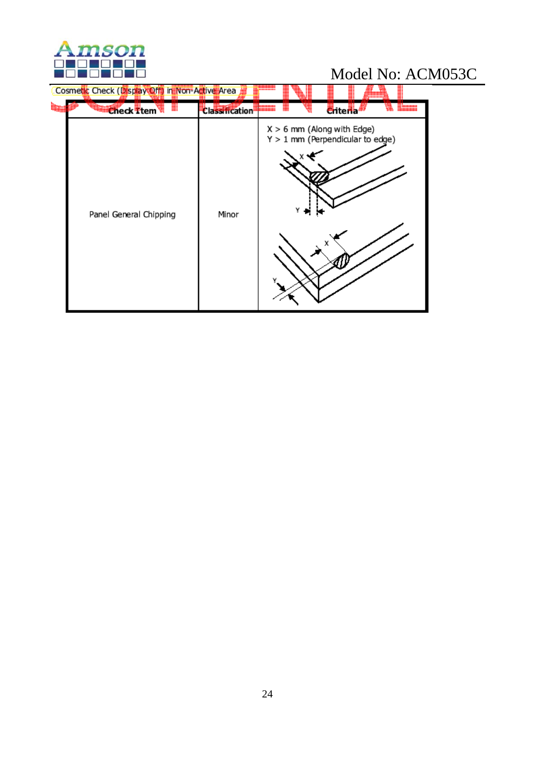Cosmetic Check (Display Off) in Non-Active Area

| Check Item | Classification | Criteria |
|---|---|---|
| Panel General Chipping | Minor | X > 6 mm (Along with Edge)<br>Y > 1 mm (Perpendicular to edge) |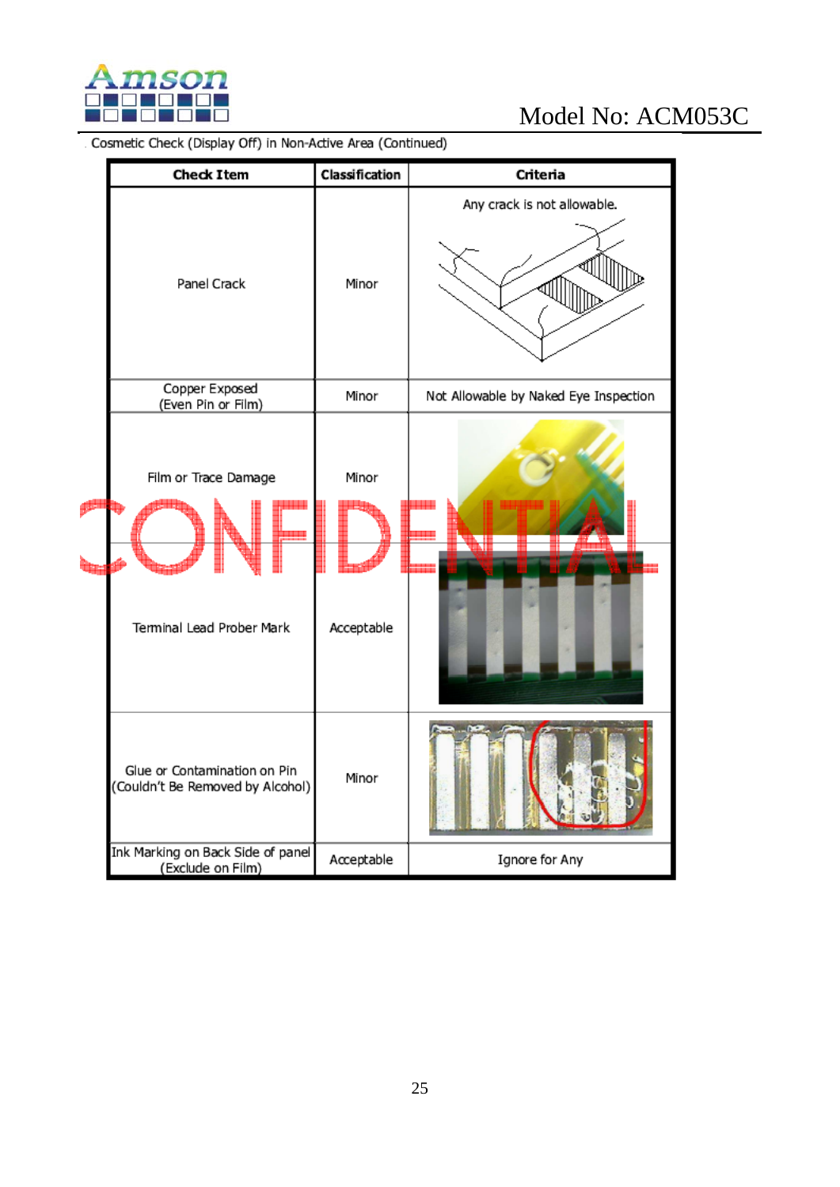Cosmetic Check (Display Off) in Non-Active Area (Continued)

| Check Item | Classification | Criteria |
|---|---|---|
| Panel Crack | Minor | Any crack is not allowable. |
| Copper Exposed (Even Pin or Film) | Minor | Not Allowable by Naked Eye Inspection |
| Film or Trace Damage | Minor | |
| Terminal Lead Prober Mark | Acceptable | |
| Glue or Contamination on Pin (Couldn't Be Removed by Alcohol) | Minor | |
| Ink Marking on Back Side of panel (Exclude on Film) | Acceptable | Ignore for Any |

CONFIDENTIAL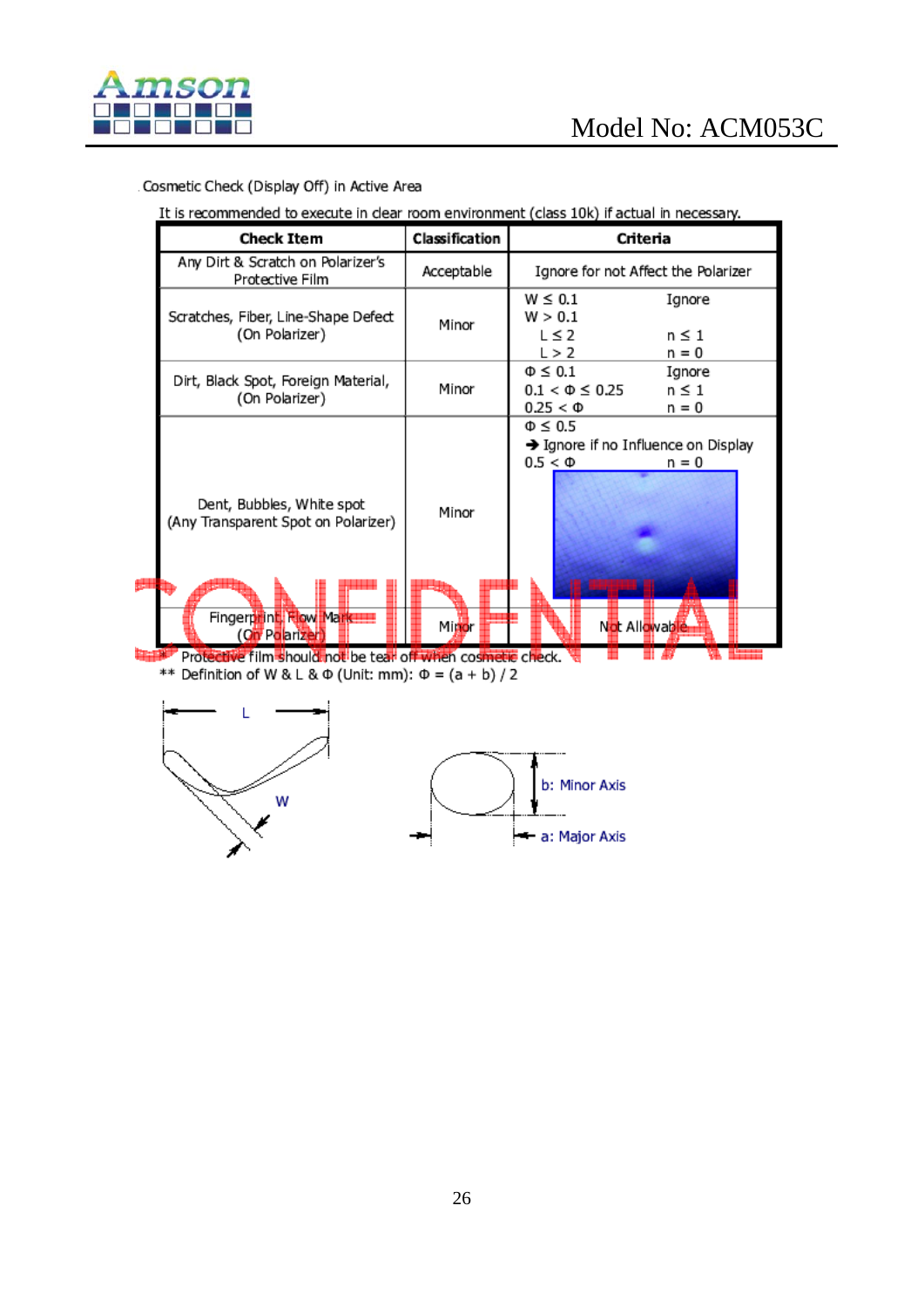Cosmetic Check (Display Off) in Active Area

It is recommended to execute in clear room environment (class 10k) if actual in necessary.

| Check Item | Classification | Criteria | |
|---|---|---|---|
| Any Dirt & Scratch on Polarizer's Protective Film | Acceptable | Ignore for not Affect the Polarizer | |
| Scratches, Fiber, Line-Shape Defect (On Polarizer) | Minor | W ≤ 0.1 | Ignore |
| | | W > 0.1 | |
| | | L ≤ 2 | n ≤ 1 |
| | | L > 2 | n = 0 |
| Dirt, Black Spot, Foreign Material, (On Polarizer) | Minor | Φ ≤ 0.1 | Ignore |
| | | 0.1 < Φ ≤ 0.25 | n ≤ 1 |
| | | 0.25 < Φ | n = 0 |
| Dent, Bubbles, White spot (Any Transparent Spot on Polarizer) | Minor | Φ ≤ 0.5 → Ignore if no Influence on Display | |
| | | 0.5 < Φ | n = 0 |
| Fingerprint, Flow Mark (On Polarizer) | Minor | Not Allowable | |

\* Protective film should not be tear off when cosmetic check.

** Definition of W & L & Φ (Unit: mm): Φ = (a + b) / 2

L

W

b: Minor Axis

a: Major Axis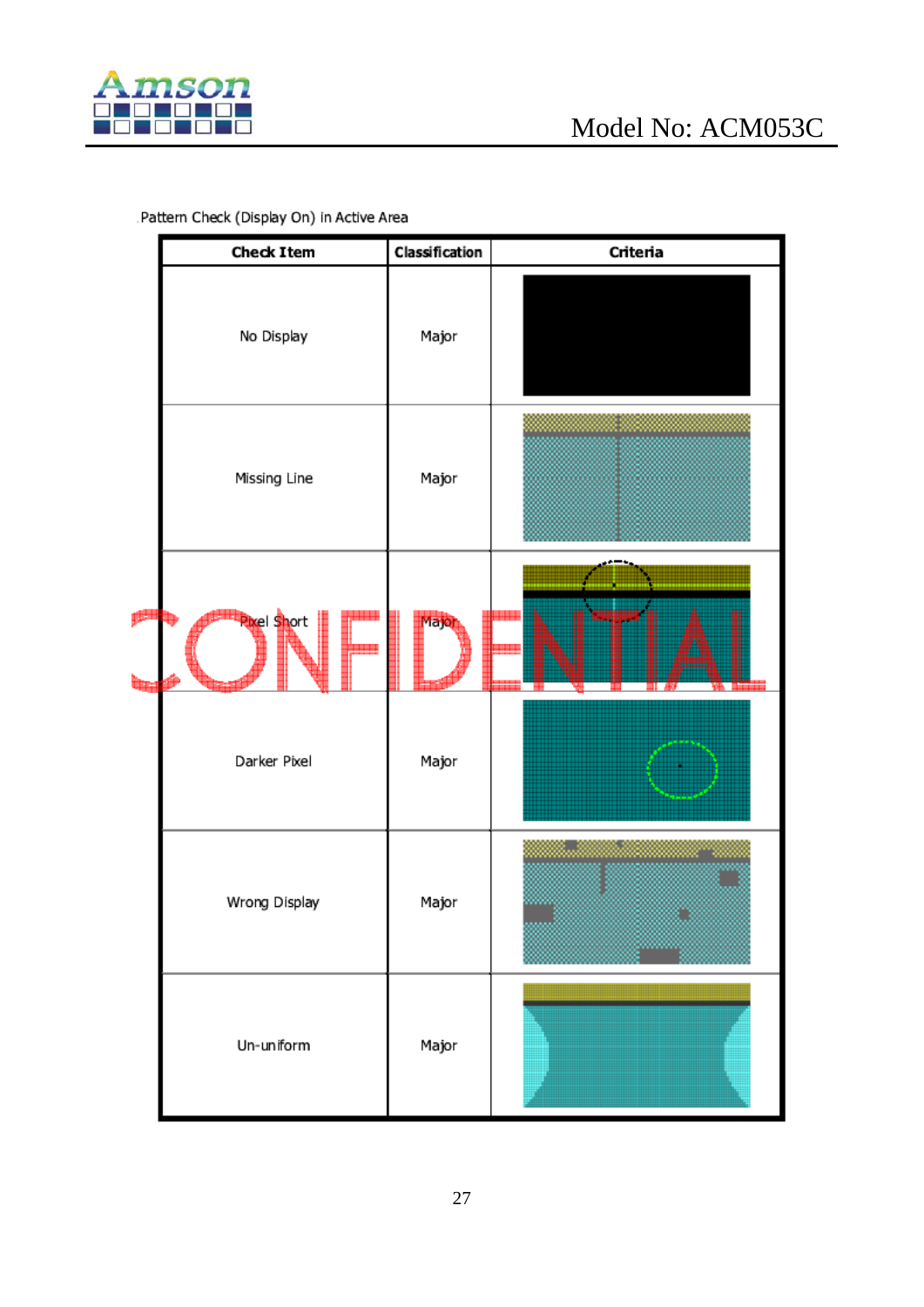Pattern Check (Display On) in Active Area

| Check Item | Classification | Criteria |
|---|---|---|
| No Display | Major | |
| Missing Line | Major | |
| Pixel Short | Major | |
| Darker Pixel | Major | |
| Wrong Display | Major | |
| Un-uniform | Major | |

CONFIDENTIAL